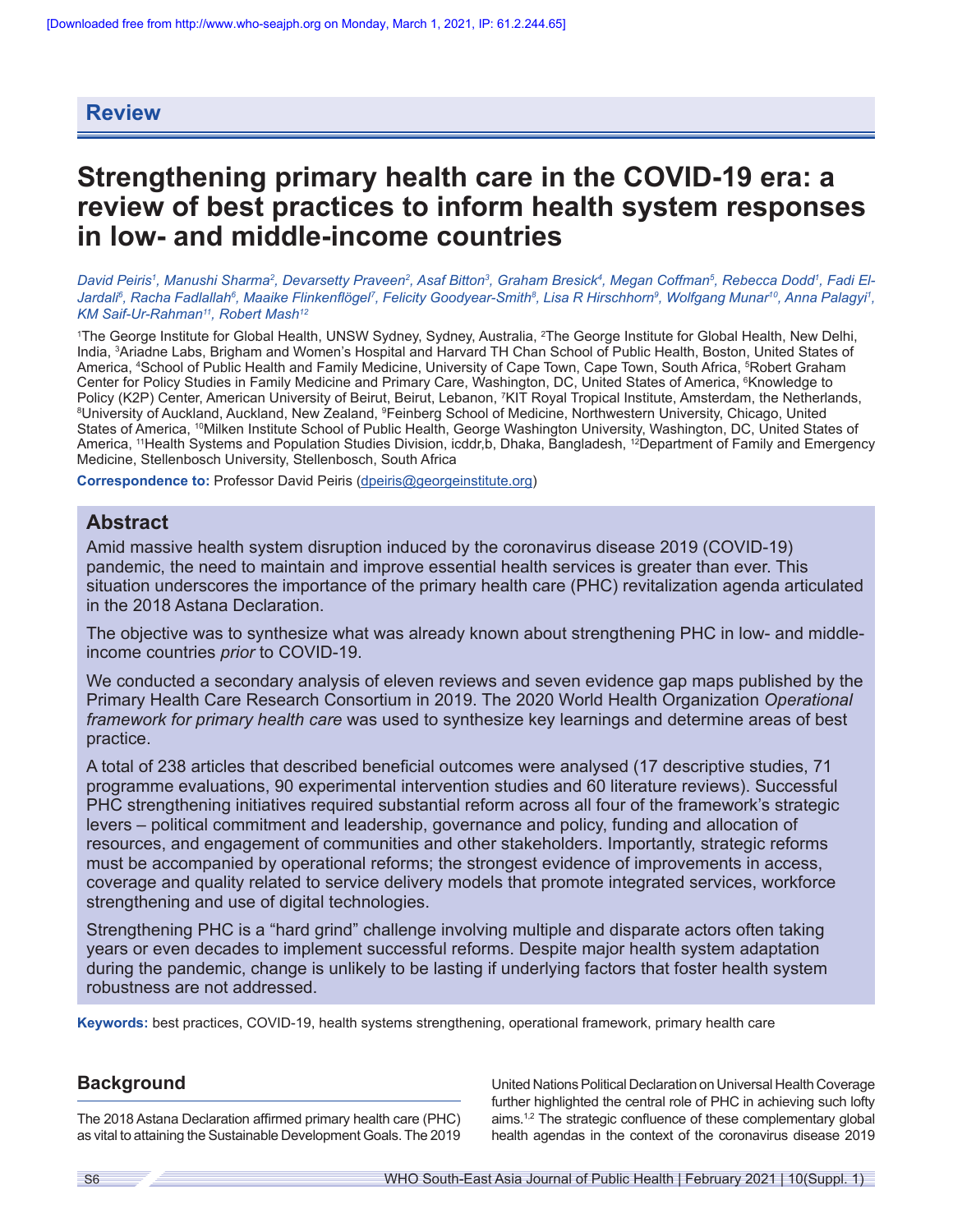Review

# Strengthening primary health care in the COVID-19 era: a review of best practices to inform health system responses in low- and middle-income countries

*David Peiris[1], Manushi Sharma[2], Devarsetty Praveen[2], Asaf Bitton[3], Graham Bresick[4], Megan Coffman[5], Rebecca Dodd[1], Fadi El-Jardali[6], Racha Fadlallah[6], Maaike Flinkenflögel[7], Felicity Goodyear-Smith[8], Lisa R Hirschhorn[9], Wolfgang Munar[10], Anna Palagyi[1], KM Saif-Ur-Rahman[11], Robert Mash[12]*

[1]The George Institute for Global Health, UNSW Sydney, Sydney, Australia, [2]The George Institute for Global Health, New Delhi, India, [3]Ariadne Labs, Brigham and Women's Hospital and Harvard TH Chan School of Public Health, Boston, United States of America, [4]School of Public Health and Family Medicine, University of Cape Town, Cape Town, South Africa, [5]Robert Graham Center for Policy Studies in Family Medicine and Primary Care, Washington, DC, United States of America, [6]Knowledge to Policy (K2P) Center, American University of Beirut, Beirut, Lebanon, [7]KIT Royal Tropical Institute, Amsterdam, the Netherlands, [8]University of Auckland, Auckland, New Zealand, [9]Feinberg School of Medicine, Northwestern University, Chicago, United States of America, [10]Milken Institute School of Public Health, George Washington University, Washington, DC, United States of America, [11]Health Systems and Population Studies Division, icddr,b, Dhaka, Bangladesh, [12]Department of Family and Emergency Medicine, Stellenbosch University, Stellenbosch, South Africa

**Correspondence to:** Professor David Peiris (dpeiris@georgeinstitute.org)

## Abstract

Amid massive health system disruption induced by the coronavirus disease 2019 (COVID-19) pandemic, the need to maintain and improve essential health services is greater than ever. This situation underscores the importance of the primary health care (PHC) revitalization agenda articulated in the 2018 Astana Declaration.

The objective was to synthesize what was already known about strengthening PHC in low- and middle-income countries *prior* to COVID-19.

We conducted a secondary analysis of eleven reviews and seven evidence gap maps published by the Primary Health Care Research Consortium in 2019. The 2020 World Health Organization *Operational framework for primary health care* was used to synthesize key learnings and determine areas of best practice.

A total of 238 articles that described beneficial outcomes were analysed (17 descriptive studies, 71 programme evaluations, 90 experimental intervention studies and 60 literature reviews). Successful PHC strengthening initiatives required substantial reform across all four of the framework's strategic levers – political commitment and leadership, governance and policy, funding and allocation of resources, and engagement of communities and other stakeholders. Importantly, strategic reforms must be accompanied by operational reforms; the strongest evidence of improvements in access, coverage and quality related to service delivery models that promote integrated services, workforce strengthening and use of digital technologies.

Strengthening PHC is a "hard grind" challenge involving multiple and disparate actors often taking years or even decades to implement successful reforms. Despite major health system adaptation during the pandemic, change is unlikely to be lasting if underlying factors that foster health system robustness are not addressed.

**Keywords:** best practices, COVID-19, health systems strengthening, operational framework, primary health care

## Background

The 2018 Astana Declaration affirmed primary health care (PHC) as vital to attaining the Sustainable Development Goals. The 2019 United Nations Political Declaration on Universal Health Coverage further highlighted the central role of PHC in achieving such lofty aims.[1,2] The strategic confluence of these complementary global health agendas in the context of the coronavirus disease 2019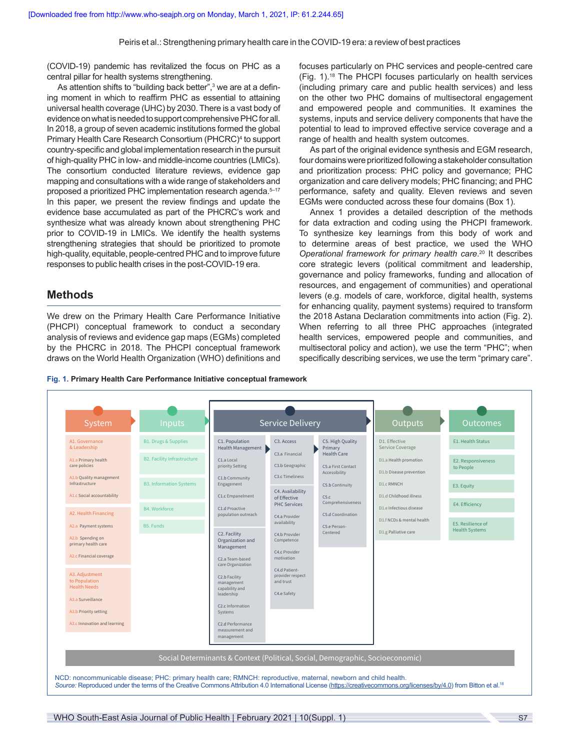(COVID-19) pandemic has revitalized the focus on PHC as a central pillar for health systems strengthening.

As attention shifts to "building back better",[3] we are at a defining moment in which to reaffirm PHC as essential to attaining universal health coverage (UHC) by 2030. There is a vast body of evidence on what is needed to support comprehensive PHC for all. In 2018, a group of seven academic institutions formed the global Primary Health Care Research Consortium (PHCRC)[4] to support country-specific and global implementation research in the pursuit of high-quality PHC in low- and middle-income countries (LMICs). The consortium conducted literature reviews, evidence gap mapping and consultations with a wide range of stakeholders and proposed a prioritized PHC implementation research agenda.[5–17] In this paper, we present the review findings and update the evidence base accumulated as part of the PHCRC's work and synthesize what was already known about strengthening PHC prior to COVID-19 in LMICs. We identify the health systems strengthening strategies that should be prioritized to promote high-quality, equitable, people-centred PHC and to improve future responses to public health crises in the post-COVID-19 era.

## Methods

We drew on the Primary Health Care Performance Initiative (PHCPI) conceptual framework to conduct a secondary analysis of reviews and evidence gap maps (EGMs) completed by the PHCRC in 2018. The PHCPI conceptual framework draws on the World Health Organization (WHO) definitions and focuses particularly on PHC services and people-centred care (Fig. 1).[18] The PHCPI focuses particularly on health services (including primary care and public health services) and less on the other two PHC domains of multisectoral engagement and empowered people and communities. It examines the systems, inputs and service delivery components that have the potential to lead to improved effective service coverage and a range of health and health system outcomes.

As part of the original evidence synthesis and EGM research, four domains were prioritized following a stakeholder consultation and prioritization process: PHC policy and governance; PHC organization and care delivery models; PHC financing; and PHC performance, safety and quality. Eleven reviews and seven EGMs were conducted across these four domains (Box 1).

Annex 1 provides a detailed description of the methods for data extraction and coding using the PHCPI framework. To synthesize key learnings from this body of work and to determine areas of best practice, we used the WHO *Operational framework for primary health care*.[20] It describes core strategic levers (political commitment and leadership, governance and policy frameworks, funding and allocation of resources, and engagement of communities) and operational levers (e.g. models of care, workforce, digital health, systems for enhancing quality, payment systems) required to transform the 2018 Astana Declaration commitments into action (Fig. 2). When referring to all three PHC approaches (integrated health services, empowered people and communities, and multisectoral policy and action), we use the term "PHC"; when specifically describing services, we use the term "primary care".

**Fig. 1. Primary Health Care Performance Initiative conceptual framework**

- **System**
  - A1. Governance & Leadership
    - A1.a Primary health care policies
    - A1.b Quality management Infrastructure
    - A1.c Social accountability
  - A2. Health Financing
    - A2.a Payment systems
    - A2.b Spending on primary health care
    - A2.c Financial coverage
  - A3. Adjustment to Population Health Needs
    - A3.a Surveillance
    - A3.b Priority setting
    - A3.c Innovation and learning
- **Inputs**
  - B1. Drugs & Supplies
  - B2. Facility Infrastructure
  - B3. Information Systems
  - B4. Workforce
  - B5. Funds
- **Service Delivery**
  - C1. Population Health Management
    - C1.a Local priority Setting
    - C1.b Community Engagement
    - C1.c Empanelment
    - C1.d Proactive population outreach
  - C2. Facility Organization and Management
    - C2.a Team-based care Organization
    - C2.b Facility management capability and leadership
    - C2.c Information Systems
    - C2.d Performance measurement and management
  - C3. Access
    - C3.a Financial
    - C3.b Geographic
    - C3.c Timeliness
  - C4. Availability of Effective PHC Services
    - C4.a Provider availability
    - C4.b Provider Competence
    - C4.c Provider motivation
    - C4.d Patient-provider respect and trust
    - C4.e Safety
  - C5. High Quality Primary Health Care
    - C5.a First Contact Accessibility
    - C5.b Continuity
    - C5.c Comprehensiveness
    - C5.d Coordination
    - C5.e Person-Centered
- **Outputs**
  - D1. Effective Service Coverage
    - D1.a Health promotion
    - D1.b Disease prevention
    - D1.c RMNCH
    - D1.d Childhood illness
    - D1.e Infectious disease
    - D1.f NCDs & mental health
    - D1.g Palliative care
- **Outcomes**
  - E1. Health Status
  - E2. Responsiveness to People
  - E3. Equity
  - E4. Efficiency
  - E5. Resilience of Health Systems

Social Determinants & Context (Political, Social, Demographic, Socioeconomic)

NCD: noncommunicable disease; PHC: primary health care; RMNCH: reproductive, maternal, newborn and child health.
*Source:* Reproduced under the terms of the Creative Commons Attribution 4.0 International License (https://creativecommons.org/licenses/by/4.0) from Bitton et al.[18]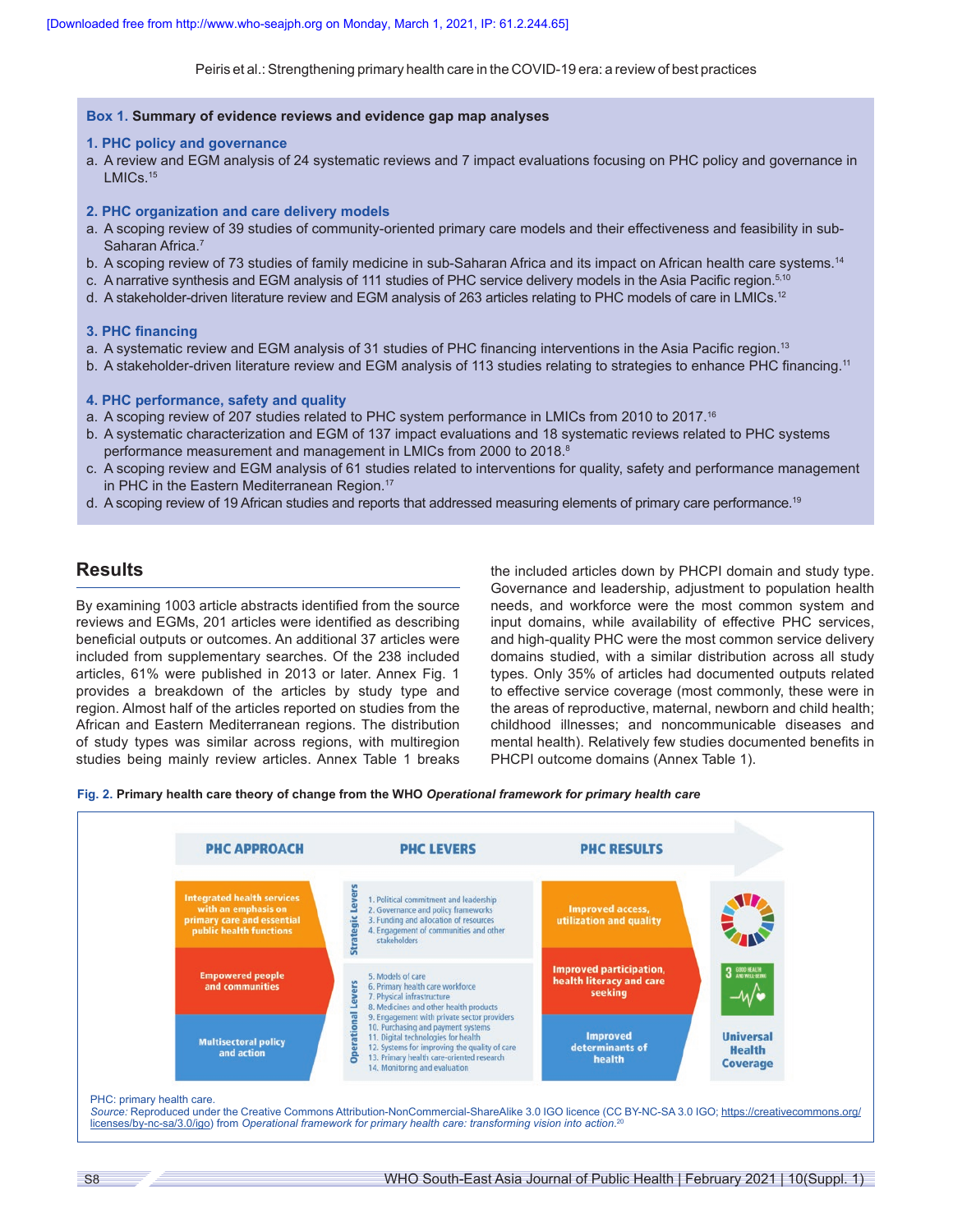**Box 1. Summary of evidence reviews and evidence gap map analyses**

**1. PHC policy and governance**

a. A review and EGM analysis of 24 systematic reviews and 7 impact evaluations focusing on PHC policy and governance in LMICs.[15]

**2. PHC organization and care delivery models**

a. A scoping review of 39 studies of community-oriented primary care models and their effectiveness and feasibility in sub-Saharan Africa.[7]
b. A scoping review of 73 studies of family medicine in sub-Saharan Africa and its impact on African health care systems.[14]
c. A narrative synthesis and EGM analysis of 111 studies of PHC service delivery models in the Asia Pacific region.[5,10]
d. A stakeholder-driven literature review and EGM analysis of 263 articles relating to PHC models of care in LMICs.[12]

**3. PHC financing**

a. A systematic review and EGM analysis of 31 studies of PHC financing interventions in the Asia Pacific region.[13]
b. A stakeholder-driven literature review and EGM analysis of 113 studies relating to strategies to enhance PHC financing.[11]

**4. PHC performance, safety and quality**

a. A scoping review of 207 studies related to PHC system performance in LMICs from 2010 to 2017.[16]
b. A systematic characterization and EGM of 137 impact evaluations and 18 systematic reviews related to PHC systems performance measurement and management in LMICs from 2000 to 2018.[8]
c. A scoping review and EGM analysis of 61 studies related to interventions for quality, safety and performance management in PHC in the Eastern Mediterranean Region.[17]
d. A scoping review of 19 African studies and reports that addressed measuring elements of primary care performance.[19]

## Results

By examining 1003 article abstracts identified from the source reviews and EGMs, 201 articles were identified as describing beneficial outputs or outcomes. An additional 37 articles were included from supplementary searches. Of the 238 included articles, 61% were published in 2013 or later. Annex Fig. 1 provides a breakdown of the articles by study type and region. Almost half of the articles reported on studies from the African and Eastern Mediterranean regions. The distribution of study types was similar across regions, with multiregion studies being mainly review articles. Annex Table 1 breaks the included articles down by PHCPI domain and study type. Governance and leadership, adjustment to population health needs, and workforce were the most common system and input domains, while availability of effective PHC services, and high-quality PHC were the most common service delivery domains studied, with a similar distribution across all study types. Only 35% of articles had documented outputs related to effective service coverage (most commonly, these were in the areas of reproductive, maternal, newborn and child health; childhood illnesses; and noncommunicable diseases and mental health). Relatively few studies documented benefits in PHCPI outcome domains (Annex Table 1).

**Fig. 2. Primary health care theory of change from the WHO *Operational framework for primary health care***

| PHC APPROACH | PHC LEVERS | PHC RESULTS | |
|---|---|---|---|
| Integrated health services with an emphasis on primary care and essential public health functions | **Strategic Levers**<br>1. Political commitment and leadership<br>2. Governance and policy frameworks<br>3. Funding and allocation of resources<br>4. Engagement of communities and other stakeholders | Improved access, utilization and quality | Universal Health Coverage |
| Empowered people and communities | **Operational Levers**<br>5. Models of care<br>6. Primary health care workforce<br>7. Physical infrastructure<br>8. Medicines and other health products<br>9. Engagement with private sector providers<br>10. Purchasing and payment systems<br>11. Digital technologies for health<br>12. Systems for improving the quality of care<br>13. Primary health care-oriented research<br>14. Monitoring and evaluation | Improved participation, health literacy and care seeking | |
| Multisectoral policy and action | | Improved determinants of health | |

PHC: primary health care.
*Source:* Reproduced under the Creative Commons Attribution-NonCommercial-ShareAlike 3.0 IGO licence (CC BY-NC-SA 3.0 IGO; https://creativecommons.org/licenses/by-nc-sa/3.0/igo) from *Operational framework for primary health care: transforming vision into action*.[20]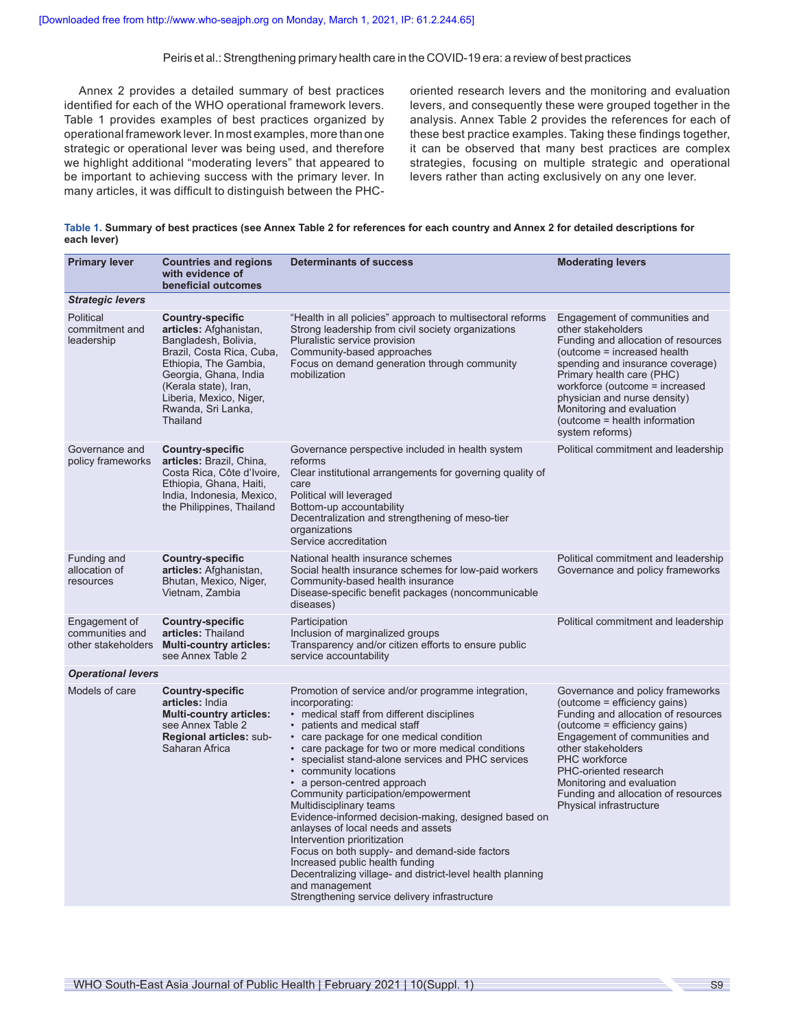Annex 2 provides a detailed summary of best practices identified for each of the WHO operational framework levers. Table 1 provides examples of best practices organized by operational framework lever. In most examples, more than one strategic or operational lever was being used, and therefore we highlight additional "moderating levers" that appeared to be important to achieving success with the primary lever. In many articles, it was difficult to distinguish between the PHC-oriented research levers and the monitoring and evaluation levers, and consequently these were grouped together in the analysis. Annex Table 2 provides the references for each of these best practice examples. Taking these findings together, it can be observed that many best practices are complex strategies, focusing on multiple strategic and operational levers rather than acting exclusively on any one lever.

**Table 1. Summary of best practices (see Annex Table 2 for references for each country and Annex 2 for detailed descriptions for each lever)**

| Primary lever | Countries and regions with evidence of beneficial outcomes | Determinants of success | Moderating levers |
|---|---|---|---|
| ***Strategic levers*** | | | |
| Political commitment and leadership | **Country-specific articles:** Afghanistan, Bangladesh, Bolivia, Brazil, Costa Rica, Cuba, Ethiopia, The Gambia, Georgia, Ghana, India (Kerala state), Iran, Liberia, Mexico, Niger, Rwanda, Sri Lanka, Thailand | "Health in all policies" approach to multisectoral reforms<br>Strong leadership from civil society organizations<br>Pluralistic service provision<br>Community-based approaches<br>Focus on demand generation through community mobilization | Engagement of communities and other stakeholders<br>Funding and allocation of resources (outcome = increased health spending and insurance coverage)<br>Primary health care (PHC) workforce (outcome = increased physician and nurse density)<br>Monitoring and evaluation (outcome = health information system reforms) |
| Governance and policy frameworks | **Country-specific articles:** Brazil, China, Costa Rica, Côte d'Ivoire, Ethiopia, Ghana, Haiti, India, Indonesia, Mexico, the Philippines, Thailand | Governance perspective included in health system reforms<br>Clear institutional arrangements for governing quality of care<br>Political will leveraged<br>Bottom-up accountability<br>Decentralization and strengthening of meso-tier organizations<br>Service accreditation | Political commitment and leadership |
| Funding and allocation of resources | **Country-specific articles:** Afghanistan, Bhutan, Mexico, Niger, Vietnam, Zambia | National health insurance schemes<br>Social health insurance schemes for low-paid workers<br>Community-based health insurance<br>Disease-specific benefit packages (noncommunicable diseases) | Political commitment and leadership<br>Governance and policy frameworks |
| Engagement of communities and other stakeholders | **Country-specific articles:** Thailand<br>**Multi-country articles:** see Annex Table 2 | Participation<br>Inclusion of marginalized groups<br>Transparency and/or citizen efforts to ensure public service accountability | Political commitment and leadership |
| ***Operational levers*** | | | |
| Models of care | **Country-specific articles:** India<br>**Multi-country articles:** see Annex Table 2<br>**Regional articles:** sub-Saharan Africa | Promotion of service and/or programme integration, incorporating:<br>• medical staff from different disciplines<br>• patients and medical staff<br>• care package for one medical condition<br>• care package for two or more medical conditions<br>• specialist stand-alone services and PHC services<br>• community locations<br>• a person-centred approach<br>Community participation/empowerment<br>Multidisciplinary teams<br>Evidence-informed decision-making, designed based on anlayses of local needs and assets<br>Intervention prioritization<br>Focus on both supply- and demand-side factors<br>Increased public health funding<br>Decentralizing village- and district-level health planning and management<br>Strengthening service delivery infrastructure | Governance and policy frameworks (outcome = efficiency gains)<br>Funding and allocation of resources (outcome = efficiency gains)<br>Engagement of communities and other stakeholders<br>PHC workforce<br>PHC-oriented research<br>Monitoring and evaluation<br>Funding and allocation of resources<br>Physical infrastructure |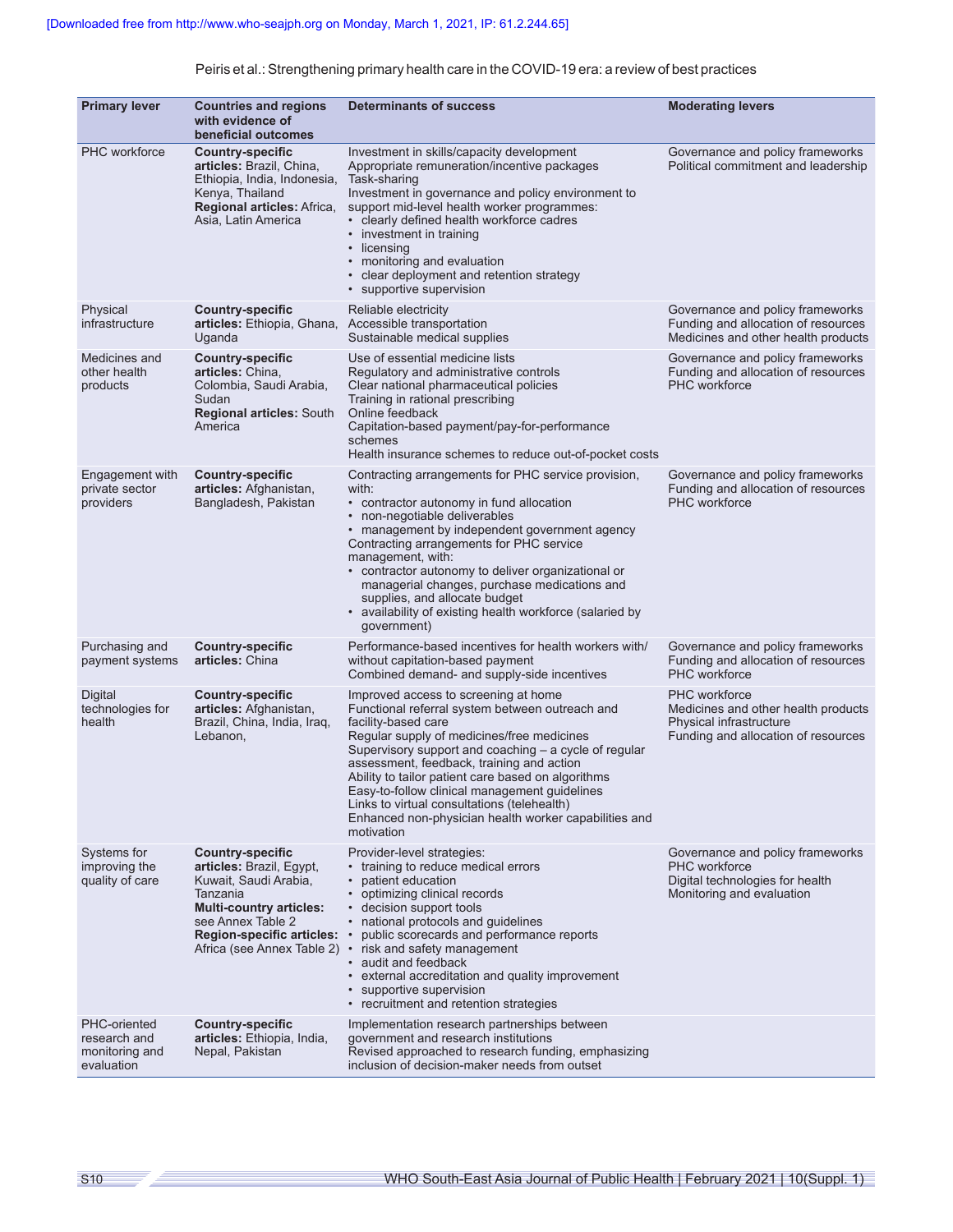| Primary lever | Countries and regions with evidence of beneficial outcomes | Determinants of success | Moderating levers |
|---|---|---|---|
| PHC workforce | **Country-specific articles:** Brazil, China, Ethiopia, India, Indonesia, Kenya, Thailand<br>**Regional articles:** Africa, Asia, Latin America | Investment in skills/capacity development<br>Appropriate remuneration/incentive packages<br>Task-sharing<br>Investment in governance and policy environment to support mid-level health worker programmes:<br>• clearly defined health workforce cadres<br>• investment in training<br>• licensing<br>• monitoring and evaluation<br>• clear deployment and retention strategy<br>• supportive supervision | Governance and policy frameworks<br>Political commitment and leadership |
| Physical infrastructure | **Country-specific articles:** Ethiopia, Ghana, Uganda | Reliable electricity<br>Accessible transportation<br>Sustainable medical supplies | Governance and policy frameworks<br>Funding and allocation of resources<br>Medicines and other health products |
| Medicines and other health products | **Country-specific articles:** China, Colombia, Saudi Arabia, Sudan<br>**Regional articles:** South America | Use of essential medicine lists<br>Regulatory and administrative controls<br>Clear national pharmaceutical policies<br>Training in rational prescribing<br>Online feedback<br>Capitation-based payment/pay-for-performance schemes<br>Health insurance schemes to reduce out-of-pocket costs | Governance and policy frameworks<br>Funding and allocation of resources<br>PHC workforce |
| Engagement with private sector providers | **Country-specific articles:** Afghanistan, Bangladesh, Pakistan | Contracting arrangements for PHC service provision, with:<br>• contractor autonomy in fund allocation<br>• non-negotiable deliverables<br>• management by independent government agency<br>Contracting arrangements for PHC service management, with:<br>• contractor autonomy to deliver organizational or managerial changes, purchase medications and supplies, and allocate budget<br>• availability of existing health workforce (salaried by government) | Governance and policy frameworks<br>Funding and allocation of resources<br>PHC workforce |
| Purchasing and payment systems | **Country-specific articles:** China | Performance-based incentives for health workers with/without capitation-based payment<br>Combined demand- and supply-side incentives | Governance and policy frameworks<br>Funding and allocation of resources<br>PHC workforce |
| Digital technologies for health | **Country-specific articles:** Afghanistan, Brazil, China, India, Iraq, Lebanon, | Improved access to screening at home<br>Functional referral system between outreach and facility-based care<br>Regular supply of medicines/free medicines<br>Supervisory support and coaching – a cycle of regular assessment, feedback, training and action<br>Ability to tailor patient care based on algorithms<br>Easy-to-follow clinical management guidelines<br>Links to virtual consultations (telehealth)<br>Enhanced non-physician health worker capabilities and motivation | PHC workforce<br>Medicines and other health products<br>Physical infrastructure<br>Funding and allocation of resources |
| Systems for improving the quality of care | **Country-specific articles:** Brazil, Egypt, Kuwait, Saudi Arabia, Tanzania<br>**Multi-country articles:** see Annex Table 2<br>**Region-specific articles:** Africa (see Annex Table 2) | Provider-level strategies:<br>• training to reduce medical errors<br>• patient education<br>• optimizing clinical records<br>• decision support tools<br>• national protocols and guidelines<br>• public scorecards and performance reports<br>• risk and safety management<br>• audit and feedback<br>• external accreditation and quality improvement<br>• supportive supervision<br>• recruitment and retention strategies | Governance and policy frameworks<br>PHC workforce<br>Digital technologies for health<br>Monitoring and evaluation |
| PHC-oriented research and monitoring and evaluation | **Country-specific articles:** Ethiopia, India, Nepal, Pakistan | Implementation research partnerships between government and research institutions<br>Revised approached to research funding, emphasizing inclusion of decision-maker needs from outset | |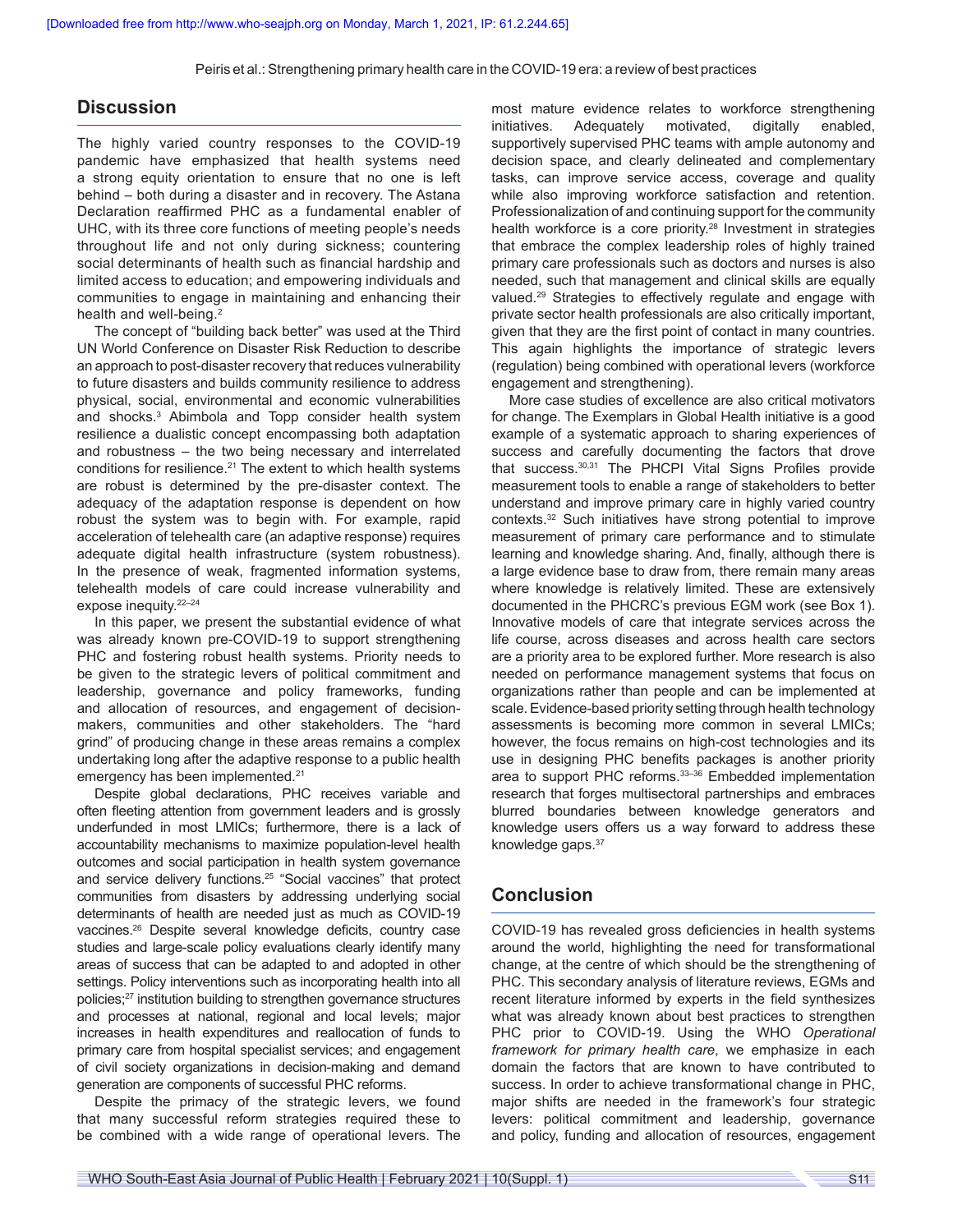## Discussion

The highly varied country responses to the COVID-19 pandemic have emphasized that health systems need a strong equity orientation to ensure that no one is left behind – both during a disaster and in recovery. The Astana Declaration reaffirmed PHC as a fundamental enabler of UHC, with its three core functions of meeting people's needs throughout life and not only during sickness; countering social determinants of health such as financial hardship and limited access to education; and empowering individuals and communities to engage in maintaining and enhancing their health and well-being.[2]

The concept of "building back better" was used at the Third UN World Conference on Disaster Risk Reduction to describe an approach to post-disaster recovery that reduces vulnerability to future disasters and builds community resilience to address physical, social, environmental and economic vulnerabilities and shocks.[3] Abimbola and Topp consider health system resilience a dualistic concept encompassing both adaptation and robustness – the two being necessary and interrelated conditions for resilience.[21] The extent to which health systems are robust is determined by the pre-disaster context. The adequacy of the adaptation response is dependent on how robust the system was to begin with. For example, rapid acceleration of telehealth care (an adaptive response) requires adequate digital health infrastructure (system robustness). In the presence of weak, fragmented information systems, telehealth models of care could increase vulnerability and expose inequity.[22–24]

In this paper, we present the substantial evidence of what was already known pre-COVID-19 to support strengthening PHC and fostering robust health systems. Priority needs to be given to the strategic levers of political commitment and leadership, governance and policy frameworks, funding and allocation of resources, and engagement of decision-makers, communities and other stakeholders. The "hard grind" of producing change in these areas remains a complex undertaking long after the adaptive response to a public health emergency has been implemented.[21]

Despite global declarations, PHC receives variable and often fleeting attention from government leaders and is grossly underfunded in most LMICs; furthermore, there is a lack of accountability mechanisms to maximize population-level health outcomes and social participation in health system governance and service delivery functions.[25] "Social vaccines" that protect communities from disasters by addressing underlying social determinants of health are needed just as much as COVID-19 vaccines.[26] Despite several knowledge deficits, country case studies and large-scale policy evaluations clearly identify many areas of success that can be adapted to and adopted in other settings. Policy interventions such as incorporating health into all policies;[27] institution building to strengthen governance structures and processes at national, regional and local levels; major increases in health expenditures and reallocation of funds to primary care from hospital specialist services; and engagement of civil society organizations in decision-making and demand generation are components of successful PHC reforms.

Despite the primacy of the strategic levers, we found that many successful reform strategies required these to be combined with a wide range of operational levers. The most mature evidence relates to workforce strengthening initiatives. Adequately motivated, digitally enabled, supportively supervised PHC teams with ample autonomy and decision space, and clearly delineated and complementary tasks, can improve service access, coverage and quality while also improving workforce satisfaction and retention. Professionalization of and continuing support for the community health workforce is a core priority.[28] Investment in strategies that embrace the complex leadership roles of highly trained primary care professionals such as doctors and nurses is also needed, such that management and clinical skills are equally valued.[29] Strategies to effectively regulate and engage with private sector health professionals are also critically important, given that they are the first point of contact in many countries. This again highlights the importance of strategic levers (regulation) being combined with operational levers (workforce engagement and strengthening).

More case studies of excellence are also critical motivators for change. The Exemplars in Global Health initiative is a good example of a systematic approach to sharing experiences of success and carefully documenting the factors that drove that success.[30,31] The PHCPI Vital Signs Profiles provide measurement tools to enable a range of stakeholders to better understand and improve primary care in highly varied country contexts.[32] Such initiatives have strong potential to improve measurement of primary care performance and to stimulate learning and knowledge sharing. And, finally, although there is a large evidence base to draw from, there remain many areas where knowledge is relatively limited. These are extensively documented in the PHCRC's previous EGM work (see Box 1). Innovative models of care that integrate services across the life course, across diseases and across health care sectors are a priority area to be explored further. More research is also needed on performance management systems that focus on organizations rather than people and can be implemented at scale. Evidence-based priority setting through health technology assessments is becoming more common in several LMICs; however, the focus remains on high-cost technologies and its use in designing PHC benefits packages is another priority area to support PHC reforms.[33–36] Embedded implementation research that forges multisectoral partnerships and embraces blurred boundaries between knowledge generators and knowledge users offers us a way forward to address these knowledge gaps.[37]

## Conclusion

COVID-19 has revealed gross deficiencies in health systems around the world, highlighting the need for transformational change, at the centre of which should be the strengthening of PHC. This secondary analysis of literature reviews, EGMs and recent literature informed by experts in the field synthesizes what was already known about best practices to strengthen PHC prior to COVID-19. Using the WHO *Operational framework for primary health care*, we emphasize in each domain the factors that are known to have contributed to success. In order to achieve transformational change in PHC, major shifts are needed in the framework's four strategic levers: political commitment and leadership, governance and policy, funding and allocation of resources, engagement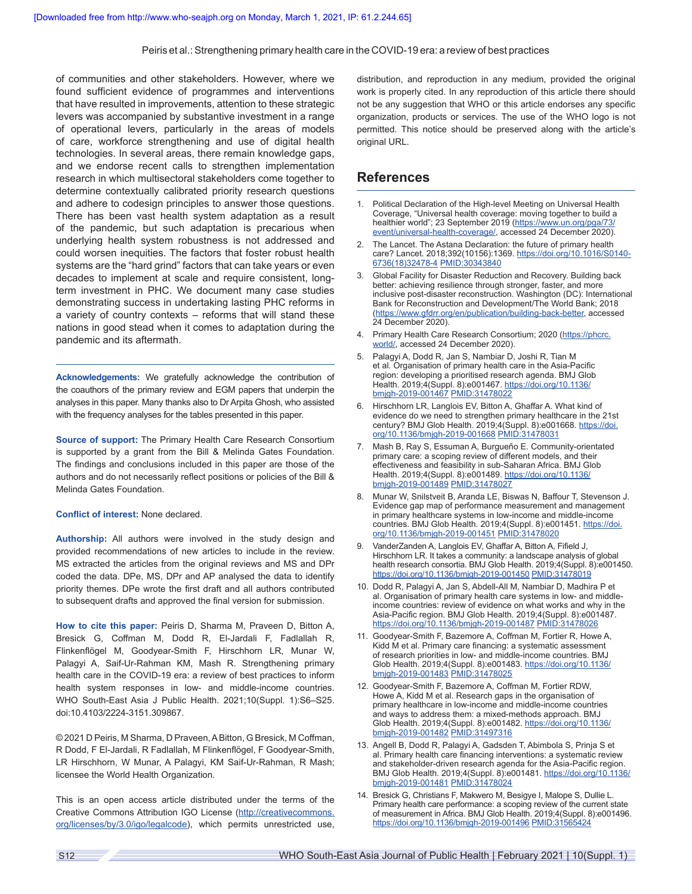of communities and other stakeholders. However, where we found sufficient evidence of programmes and interventions that have resulted in improvements, attention to these strategic levers was accompanied by substantive investment in a range of operational levers, particularly in the areas of models of care, workforce strengthening and use of digital health technologies. In several areas, there remain knowledge gaps, and we endorse recent calls to strengthen implementation research in which multisectoral stakeholders come together to determine contextually calibrated priority research questions and adhere to codesign principles to answer those questions. There has been vast health system adaptation as a result of the pandemic, but such adaptation is precarious when underlying health system robustness is not addressed and could worsen inequities. The factors that foster robust health systems are the "hard grind" factors that can take years or even decades to implement at scale and require consistent, long-term investment in PHC. We document many case studies demonstrating success in undertaking lasting PHC reforms in a variety of country contexts – reforms that will stand these nations in good stead when it comes to adaptation during the pandemic and its aftermath.

---

**Acknowledgements:** We gratefully acknowledge the contribution of the coauthors of the primary review and EGM papers that underpin the analyses in this paper. Many thanks also to Dr Arpita Ghosh, who assisted with the frequency analyses for the tables presented in this paper.

**Source of support:** The Primary Health Care Research Consortium is supported by a grant from the Bill & Melinda Gates Foundation. The findings and conclusions included in this paper are those of the authors and do not necessarily reflect positions or policies of the Bill & Melinda Gates Foundation.

**Conflict of interest:** None declared.

**Authorship:** All authors were involved in the study design and provided recommendations of new articles to include in the review. MS extracted the articles from the original reviews and MS and DPr coded the data. DPe, MS, DPr and AP analysed the data to identify priority themes. DPe wrote the first draft and all authors contributed to subsequent drafts and approved the final version for submission.

**How to cite this paper:** Peiris D, Sharma M, Praveen D, Bitton A, Bresick G, Coffman M, Dodd R, El-Jardali F, Fadlallah R, Flinkenflögel M, Goodyear-Smith F, Hirschhorn LR, Munar W, Palagyi A, Saif-Ur-Rahman KM, Mash R. Strengthening primary health care in the COVID-19 era: a review of best practices to inform health system responses in low- and middle-income countries. WHO South-East Asia J Public Health. 2021;10(Suppl. 1):S6–S25. doi:10.4103/2224-3151.309867.

© 2021 D Peiris, M Sharma, D Praveen, A Bitton, G Bresick, M Coffman, R Dodd, F El-Jardali, R Fadlallah, M Flinkenflögel, F Goodyear-Smith, LR Hirschhorn, W Munar, A Palagyi, KM Saif-Ur-Rahman, R Mash; licensee the World Health Organization.

This is an open access article distributed under the terms of the Creative Commons Attribution IGO License (http://creativecommons.org/licenses/by/3.0/igo/legalcode), which permits unrestricted use, distribution, and reproduction in any medium, provided the original work is properly cited. In any reproduction of this article there should not be any suggestion that WHO or this article endorses any specific organization, products or services. The use of the WHO logo is not permitted. This notice should be preserved along with the article's original URL.

## References

1. Political Declaration of the High-level Meeting on Universal Health Coverage, "Universal health coverage: moving together to build a healthier world"; 23 September 2019 (https://www.un.org/pga/73/event/universal-health-coverage/, accessed 24 December 2020).
2. The Lancet. The Astana Declaration: the future of primary health care? Lancet. 2018;392(10156):1369. https://doi.org/10.1016/S0140-6736(18)32478-4 PMID:30343840
3. Global Facility for Disaster Reduction and Recovery. Building back better: achieving resilience through stronger, faster, and more inclusive post-disaster reconstruction. Washington (DC): International Bank for Reconstruction and Development/The World Bank; 2018 (https://www.gfdrr.org/en/publication/building-back-better, accessed 24 December 2020).
4. Primary Health Care Research Consortium; 2020 (https://phcrc.world/, accessed 24 December 2020).
5. Palagyi A, Dodd R, Jan S, Nambiar D, Joshi R, Tian M et al. Organisation of primary health care in the Asia-Pacific region: developing a prioritised research agenda. BMJ Glob Health. 2019;4(Suppl. 8):e001467. https://doi.org/10.1136/bmjgh-2019-001467 PMID:31478022
6. Hirschhorn LR, Langlois EV, Bitton A, Ghaffar A. What kind of evidence do we need to strengthen primary healthcare in the 21st century? BMJ Glob Health. 2019;4(Suppl. 8):e001668. https://doi.org/10.1136/bmjgh-2019-001668 PMID:31478031
7. Mash B, Ray S, Essuman A, Burgueño E. Community-orientated primary care: a scoping review of different models, and their effectiveness and feasibility in sub-Saharan Africa. BMJ Glob Health. 2019;4(Suppl. 8):e001489. https://doi.org/10.1136/bmjgh-2019-001489 PMID:31478027
8. Munar W, Snilstveit B, Aranda LE, Biswas N, Baffour T, Stevenson J. Evidence gap map of performance measurement and management in primary healthcare systems in low-income and middle-income countries. BMJ Glob Health. 2019;4(Suppl. 8):e001451. https://doi.org/10.1136/bmjgh-2019-001451 PMID:31478020
9. VanderZanden A, Langlois EV, Ghaffar A, Bitton A, Fifield J, Hirschhorn LR. It takes a community: a landscape analysis of global health research consortia. BMJ Glob Health. 2019;4(Suppl. 8):e001450. https://doi.org/10.1136/bmjgh-2019-001450 PMID:31478019
10. Dodd R, Palagyi A, Jan S, Abdell-All M, Nambiar D, Madhira P et al. Organisation of primary health care systems in low- and middle-income countries: review of evidence on what works and why in the Asia-Pacific region. BMJ Glob Health. 2019;4(Suppl. 8):e001487. https://doi.org/10.1136/bmjgh-2019-001487 PMID:31478026
11. Goodyear-Smith F, Bazemore A, Coffman M, Fortier R, Howe A, Kidd M et al. Primary care financing: a systematic assessment of research priorities in low- and middle-income countries. BMJ Glob Health. 2019;4(Suppl. 8):e001483. https://doi.org/10.1136/bmjgh-2019-001483 PMID:31478025
12. Goodyear-Smith F, Bazemore A, Coffman M, Fortier RDW, Howe A, Kidd M et al. Research gaps in the organisation of primary healthcare in low-income and middle-income countries and ways to address them: a mixed-methods approach. BMJ Glob Health. 2019;4(Suppl. 8):e001482. https://doi.org/10.1136/bmjgh-2019-001482 PMID:31497316
13. Angell B, Dodd R, Palagyi A, Gadsden T, Abimbola S, Prinja S et al. Primary health care financing interventions: a systematic review and stakeholder-driven research agenda for the Asia-Pacific region. BMJ Glob Health. 2019;4(Suppl. 8):e001481. https://doi.org/10.1136/bmjgh-2019-001481 PMID:31478024
14. Bresick G, Christians F, Makwero M, Besigye I, Malope S, Dullie L. Primary health care performance: a scoping review of the current state of measurement in Africa. BMJ Glob Health. 2019;4(Suppl. 8):e001496. https://doi.org/10.1136/bmjgh-2019-001496 PMID:31565424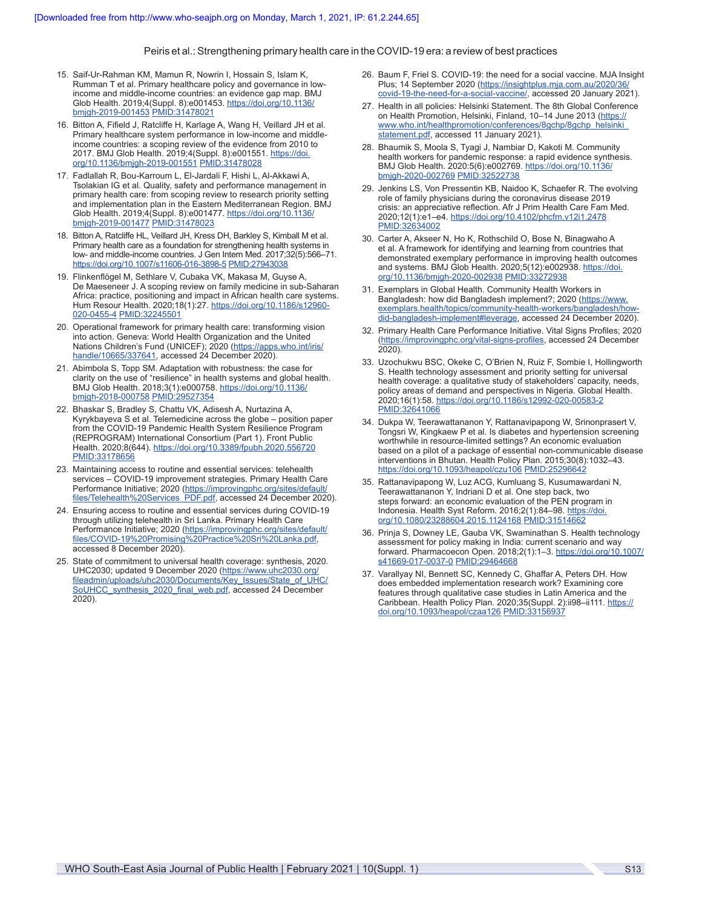15. Saif-Ur-Rahman KM, Mamun R, Nowrin I, Hossain S, Islam K, Rumman T et al. Primary healthcare policy and governance in low-income and middle-income countries: an evidence gap map. BMJ Glob Health. 2019;4(Suppl. 8):e001453. https://doi.org/10.1136/bmjgh-2019-001453 PMID:31478021
16. Bitton A, Fifield J, Ratcliffe H, Karlage A, Wang H, Veillard JH et al. Primary healthcare system performance in low-income and middle-income countries: a scoping review of the evidence from 2010 to 2017. BMJ Glob Health. 2019;4(Suppl. 8):e001551. https://doi.org/10.1136/bmjgh-2019-001551 PMID:31478028
17. Fadlallah R, Bou-Karroum L, El-Jardali F, Hishi L, Al-Akkawi A, Tsolakian IG et al. Quality, safety and performance management in primary health care: from scoping review to research priority setting and implementation plan in the Eastern Mediterranean Region. BMJ Glob Health. 2019;4(Suppl. 8):e001477. https://doi.org/10.1136/bmjgh-2019-001477 PMID:31478023
18. Bitton A, Ratcliffe HL, Veillard JH, Kress DH, Barkley S, Kimball M et al. Primary health care as a foundation for strengthening health systems in low- and middle-income countries. J Gen Intern Med. 2017;32(5):566–71. https://doi.org/10.1007/s11606-016-3898-5 PMID:27943038
19. Flinkenflögel M, Sethlare V, Cubaka VK, Makasa M, Guyse A, De Maeseneer J. A scoping review on family medicine in sub-Saharan Africa: practice, positioning and impact in African health care systems. Hum Resour Health. 2020;18(1):27. https://doi.org/10.1186/s12960-020-0455-4 PMID:32245501
20. Operational framework for primary health care: transforming vision into action. Geneva: World Health Organization and the United Nations Children's Fund (UNICEF); 2020 (https://apps.who.int/iris/handle/10665/337641, accessed 24 December 2020).
21. Abimbola S, Topp SM. Adaptation with robustness: the case for clarity on the use of "resilience" in health systems and global health. BMJ Glob Health. 2018;3(1):e000758. https://doi.org/10.1136/bmjgh-2018-000758 PMID:29527354
22. Bhaskar S, Bradley S, Chattu VK, Adisesh A, Nurtazina A, Kyrykbayeva S et al. Telemedicine across the globe – position paper from the COVID-19 Pandemic Health System Resilience Program (REPROGRAM) International Consortium (Part 1). Front Public Health. 2020;8(644). https://doi.org/10.3389/fpubh.2020.556720 PMID:33178656
23. Maintaining access to routine and essential services: telehealth services – COVID-19 improvement strategies. Primary Health Care Performance Initiative; 2020 (https://improvingphc.org/sites/default/files/Telehealth%20Services_PDF.pdf, accessed 24 December 2020).
24. Ensuring access to routine and essential services during COVID-19 through utilizing telehealth in Sri Lanka. Primary Health Care Performance Initiative; 2020 (https://improvingphc.org/sites/default/files/COVID-19%20Promising%20Practice%20Sri%20Lanka.pdf, accessed 8 December 2020).
25. State of commitment to universal health coverage: synthesis, 2020. UHC2030; updated 9 December 2020 (https://www.uhc2030.org/fileadmin/uploads/uhc2030/Documents/Key_Issues/State_of_UHC/SoUHCC_synthesis_2020_final_web.pdf, accessed 24 December 2020).
26. Baum F, Friel S. COVID-19: the need for a social vaccine. MJA Insight Plus; 14 September 2020 (https://insightplus.mja.com.au/2020/36/covid-19-the-need-for-a-social-vaccine/, accessed 20 January 2021).
27. Health in all policies: Helsinki Statement. The 8th Global Conference on Health Promotion, Helsinki, Finland, 10–14 June 2013 (https://www.who.int/healthpromotion/conferences/8gchp/8gchp_helsinki_statement.pdf, accessed 11 January 2021).
28. Bhaumik S, Moola S, Tyagi J, Nambiar D, Kakoti M. Community health workers for pandemic response: a rapid evidence synthesis. BMJ Glob Health. 2020:5(6):e002769. https://doi.org/10.1136/bmjgh-2020-002769 PMID:32522738
29. Jenkins LS, Von Pressentin KB, Naidoo K, Schaefer R. The evolving role of family physicians during the coronavirus disease 2019 crisis: an appreciative reflection. Afr J Prim Health Care Fam Med. 2020;12(1):e1–e4. https://doi.org/10.4102/phcfm.v12i1.2478 PMID:32634002
30. Carter A, Akseer N, Ho K, Rothschild O, Bose N, Binagwaho A et al. A framework for identifying and learning from countries that demonstrated exemplary performance in improving health outcomes and systems. BMJ Glob Health. 2020;5(12):e002938. https://doi.org/10.1136/bmjgh-2020-002938 PMID:33272938
31. Exemplars in Global Health. Community Health Workers in Bangladesh: how did Bangladesh implement?; 2020 (https://www.exemplars.health/topics/community-health-workers/bangladesh/how-did-bangladesh-implement#leverage, accessed 24 December 2020).
32. Primary Health Care Performance Initiative. Vital Signs Profiles; 2020 (https://improvingphc.org/vital-signs-profiles, accessed 24 December 2020).
33. Uzochukwu BSC, Okeke C, O'Brien N, Ruiz F, Sombie I, Hollingworth S. Health technology assessment and priority setting for universal health coverage: a qualitative study of stakeholders' capacity, needs, policy areas of demand and perspectives in Nigeria. Global Health. 2020;16(1):58. https://doi.org/10.1186/s12992-020-00583-2 PMID:32641066
34. Dukpa W, Teerawattananon Y, Rattanavipapong W, Srinonprasert V, Tongsri W, Kingkaew P et al. Is diabetes and hypertension screening worthwhile in resource-limited settings? An economic evaluation based on a pilot of a package of essential non-communicable disease interventions in Bhutan. Health Policy Plan. 2015;30(8):1032–43. https://doi.org/10.1093/heapol/czu106 PMID:25296642
35. Rattanavipapong W, Luz ACG, Kumluang S, Kusumawardani N, Teerawattananon Y, Indriani D et al. One step back, two steps forward: an economic evaluation of the PEN program in Indonesia. Health Syst Reform. 2016;2(1):84–98. https://doi.org/10.1080/23288604.2015.1124168 PMID:31514662
36. Prinja S, Downey LE, Gauba VK, Swaminathan S. Health technology assessment for policy making in India: current scenario and way forward. Pharmacoecon Open. 2018;2(1):1–3. https://doi.org/10.1007/s41669-017-0037-0 PMID:29464668
37. Varallyay NI, Bennett SC, Kennedy C, Ghaffar A, Peters DH. How does embedded implementation research work? Examining core features through qualitative case studies in Latin America and the Caribbean. Health Policy Plan. 2020;35(Suppl. 2):ii98–ii111. https://doi.org/10.1093/heapol/czaa126 PMID:33156937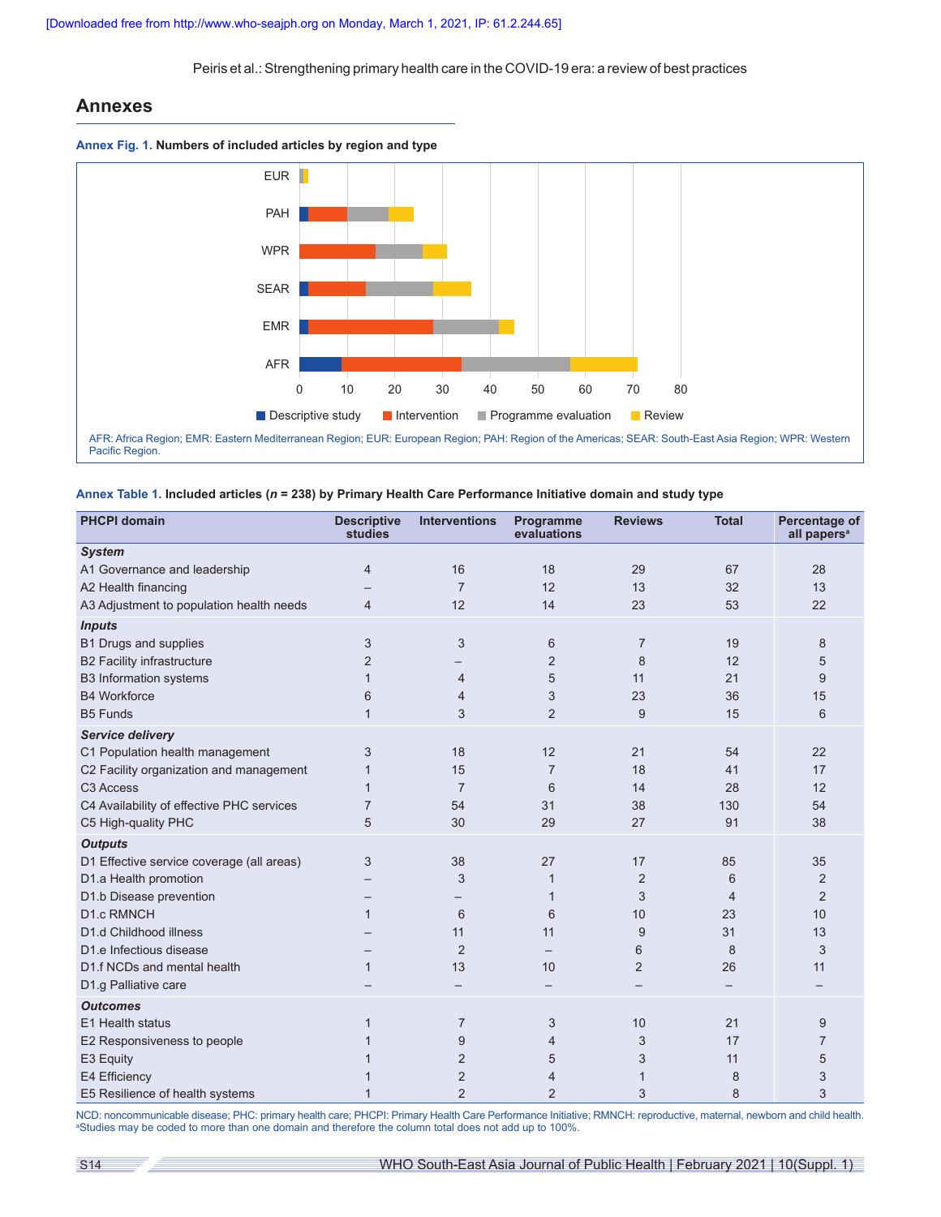## Annexes

**Annex Fig. 1. Numbers of included articles by region and type**

AFR: Africa Region; EMR: Eastern Mediterranean Region; EUR: European Region; PAH: Region of the Americas; SEAR: South-East Asia Region; WPR: Western Pacific Region.

**Annex Table 1. Included articles (*n* = 238) by Primary Health Care Performance Initiative domain and study type**

| PHCPI domain | Descriptive studies | Interventions | Programme evaluations | Reviews | Total | Percentage of all papers[a] |
|---|---|---|---|---|---|---|
| ***System*** | | | | | | |
| A1 Governance and leadership | 4 | 16 | 18 | 29 | 67 | 28 |
| A2 Health financing | – | 7 | 12 | 13 | 32 | 13 |
| A3 Adjustment to population health needs | 4 | 12 | 14 | 23 | 53 | 22 |
| ***Inputs*** | | | | | | |
| B1 Drugs and supplies | 3 | 3 | 6 | 7 | 19 | 8 |
| B2 Facility infrastructure | 2 | – | 2 | 8 | 12 | 5 |
| B3 Information systems | 1 | 4 | 5 | 11 | 21 | 9 |
| B4 Workforce | 6 | 4 | 3 | 23 | 36 | 15 |
| B5 Funds | 1 | 3 | 2 | 9 | 15 | 6 |
| ***Service delivery*** | | | | | | |
| C1 Population health management | 3 | 18 | 12 | 21 | 54 | 22 |
| C2 Facility organization and management | 1 | 15 | 7 | 18 | 41 | 17 |
| C3 Access | 1 | 7 | 6 | 14 | 28 | 12 |
| C4 Availability of effective PHC services | 7 | 54 | 31 | 38 | 130 | 54 |
| C5 High-quality PHC | 5 | 30 | 29 | 27 | 91 | 38 |
| ***Outputs*** | | | | | | |
| D1 Effective service coverage (all areas) | 3 | 38 | 27 | 17 | 85 | 35 |
| D1.a Health promotion | – | 3 | 1 | 2 | 6 | 2 |
| D1.b Disease prevention | – | – | 1 | 3 | 4 | 2 |
| D1.c RMNCH | 1 | 6 | 6 | 10 | 23 | 10 |
| D1.d Childhood illness | – | 11 | 11 | 9 | 31 | 13 |
| D1.e Infectious disease | – | 2 | – | 6 | 8 | 3 |
| D1.f NCDs and mental health | 1 | 13 | 10 | 2 | 26 | 11 |
| D1.g Palliative care | – | – | – | – | – | – |
| ***Outcomes*** | | | | | | |
| E1 Health status | 1 | 7 | 3 | 10 | 21 | 9 |
| E2 Responsiveness to people | 1 | 9 | 4 | 3 | 17 | 7 |
| E3 Equity | 1 | 2 | 5 | 3 | 11 | 5 |
| E4 Efficiency | 1 | 2 | 4 | 1 | 8 | 3 |
| E5 Resilience of health systems | 1 | 2 | 2 | 3 | 8 | 3 |

NCD: noncommunicable disease; PHC: primary health care; PHCPI: Primary Health Care Performance Initiative; RMNCH: reproductive, maternal, newborn and child health.
[a]Studies may be coded to more than one domain and therefore the column total does not add up to 100%.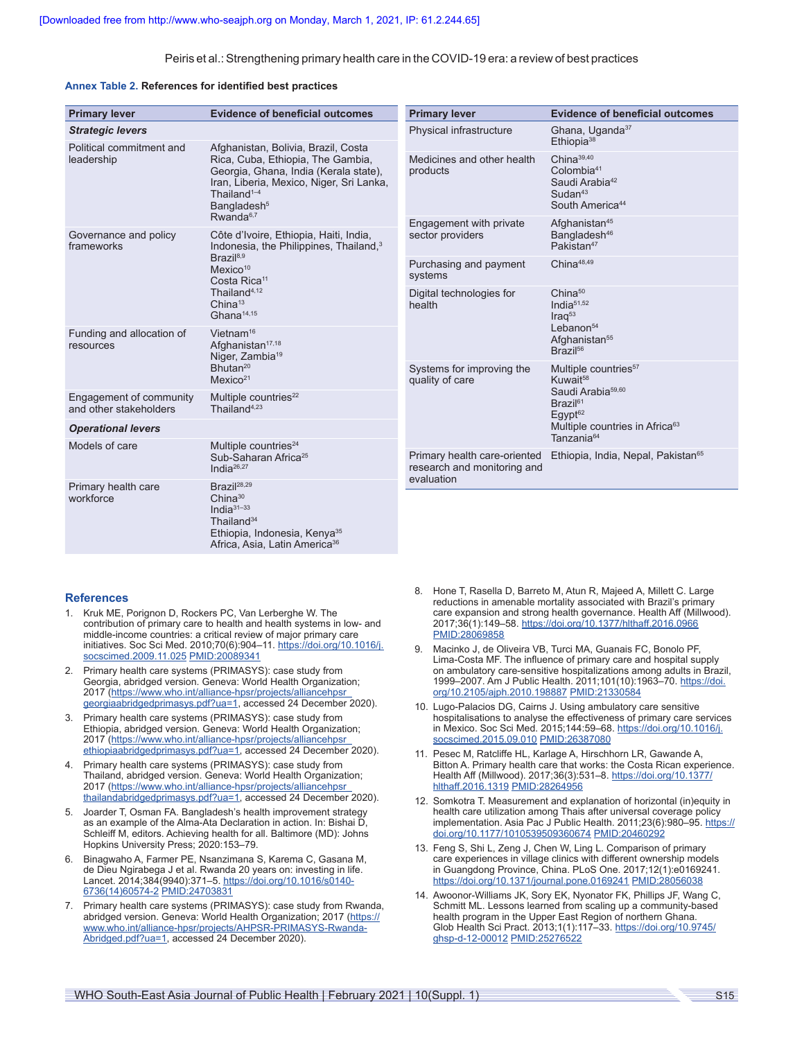**Annex Table 2. References for identified best practices**

| Primary lever | Evidence of beneficial outcomes |
|---|---|
| ***Strategic levers*** | |
| Political commitment and leadership | Afghanistan, Bolivia, Brazil, Costa Rica, Cuba, Ethiopia, The Gambia, Georgia, Ghana, India (Kerala state), Iran, Liberia, Mexico, Niger, Sri Lanka, Thailand[1–4]<br>Bangladesh[5]<br>Rwanda[6,7] |
| Governance and policy frameworks | Côte d'Ivoire, Ethiopia, Haiti, India, Indonesia, the Philippines, Thailand,[3]<br>Brazil[8,9]<br>Mexico[10]<br>Costa Rica[11]<br>Thailand[4,12]<br>China[13]<br>Ghana[14,15] |
| Funding and allocation of resources | Vietnam[16]<br>Afghanistan[17,18]<br>Niger, Zambia[19]<br>Bhutan[20]<br>Mexico[21] |
| Engagement of community and other stakeholders | Multiple countries[22]<br>Thailand[4,23] |
| ***Operational levers*** | |
| Models of care | Multiple countries[24]<br>Sub-Saharan Africa[25]<br>India[26,27] |
| Primary health care workforce | Brazil[28,29]<br>China[30]<br>India[31–33]<br>Thailand[34]<br>Ethiopia, Indonesia, Kenya[35]<br>Africa, Asia, Latin America[36] |
| Physical infrastructure | Ghana, Uganda[37]<br>Ethiopia[38] |
| Medicines and other health products | China[39,40]<br>Colombia[41]<br>Saudi Arabia[42]<br>Sudan[43]<br>South America[44] |
| Engagement with private sector providers | Afghanistan[45]<br>Bangladesh[46]<br>Pakistan[47] |
| Purchasing and payment systems | China[48,49] |
| Digital technologies for health | China[50]<br>India[51,52]<br>Iraq[53]<br>Lebanon[54]<br>Afghanistan[55]<br>Brazil[56] |
| Systems for improving the quality of care | Multiple countries[57]<br>Kuwait[58]<br>Saudi Arabia[59,60]<br>Brazil[61]<br>Egypt[62]<br>Multiple countries in Africa[63]<br>Tanzania[64] |
| Primary health care-oriented research and monitoring and evaluation | Ethiopia, India, Nepal, Pakistan[65] |

## References

1. Kruk ME, Porignon D, Rockers PC, Van Lerberghe W. The contribution of primary care to health and health systems in low- and middle-income countries: a critical review of major primary care initiatives. Soc Sci Med. 2010;70(6):904–11. https://doi.org/10.1016/j.socscimed.2009.11.025 PMID:20089341
2. Primary health care systems (PRIMASYS): case study from Georgia, abridged version. Geneva: World Health Organization; 2017 (https://www.who.int/alliance-hpsr/projects/alliancehpsr_georgiaabridgedprimasys.pdf?ua=1, accessed 24 December 2020).
3. Primary health care systems (PRIMASYS): case study from Ethiopia, abridged version. Geneva: World Health Organization; 2017 (https://www.who.int/alliance-hpsr/projects/alliancehpsr_ethiopiaabridgedprimasys.pdf?ua=1, accessed 24 December 2020).
4. Primary health care systems (PRIMASYS): case study from Thailand, abridged version. Geneva: World Health Organization; 2017 (https://www.who.int/alliance-hpsr/projects/alliancehpsr_thailandabridgedprimasys.pdf?ua=1, accessed 24 December 2020).
5. Joarder T, Osman FA. Bangladesh's health improvement strategy as an example of the Alma-Ata Declaration in action. In: Bishai D, Schleiff M, editors. Achieving health for all. Baltimore (MD): Johns Hopkins University Press; 2020:153–79.
6. Binagwaho A, Farmer PE, Nsanzimana S, Karema C, Gasana M, de Dieu Ngirabega J et al. Rwanda 20 years on: investing in life. Lancet. 2014;384(9940):371–5. https://doi.org/10.1016/s0140-6736(14)60574-2 PMID:24703831
7. Primary health care systems (PRIMASYS): case study from Rwanda, abridged version. Geneva: World Health Organization; 2017 (https://www.who.int/alliance-hpsr/projects/AHPSR-PRIMASYS-Rwanda-Abridged.pdf?ua=1, accessed 24 December 2020).
8. Hone T, Rasella D, Barreto M, Atun R, Majeed A, Millett C. Large reductions in amenable mortality associated with Brazil's primary care expansion and strong health governance. Health Aff (Millwood). 2017;36(1):149–58. https://doi.org/10.1377/hlthaff.2016.0966 PMID:28069858
9. Macinko J, de Oliveira VB, Turci MA, Guanais FC, Bonolo PF, Lima-Costa MF. The influence of primary care and hospital supply on ambulatory care-sensitive hospitalizations among adults in Brazil, 1999–2007. Am J Public Health. 2011;101(10):1963–70. https://doi.org/10.2105/ajph.2010.198887 PMID:21330584
10. Lugo-Palacios DG, Cairns J. Using ambulatory care sensitive hospitalisations to analyse the effectiveness of primary care services in Mexico. Soc Sci Med. 2015;144:59–68. https://doi.org/10.1016/j.socscimed.2015.09.010 PMID:26387080
11. Pesec M, Ratcliffe HL, Karlage A, Hirschhorn LR, Gawande A, Bitton A. Primary health care that works: the Costa Rican experience. Health Aff (Millwood). 2017;36(3):531–8. https://doi.org/10.1377/hlthaff.2016.1319 PMID:28264956
12. Somkotra T. Measurement and explanation of horizontal (in)equity in health care utilization among Thais after universal coverage policy implementation. Asia Pac J Public Health. 2011;23(6):980–95. https://doi.org/10.1177/1010539509360674 PMID:20460292
13. Feng S, Shi L, Zeng J, Chen W, Ling L. Comparison of primary care experiences in village clinics with different ownership models in Guangdong Province, China. PLoS One. 2017;12(1):e0169241. https://doi.org/10.1371/journal.pone.0169241 PMID:28056038
14. Awoonor-Williams JK, Sory EK, Nyonator FK, Phillips JF, Wang C, Schmitt ML. Lessons learned from scaling up a community-based health program in the Upper East Region of northern Ghana. Glob Health Sci Pract. 2013;1(1):117–33. https://doi.org/10.9745/ghsp-d-12-00012 PMID:25276522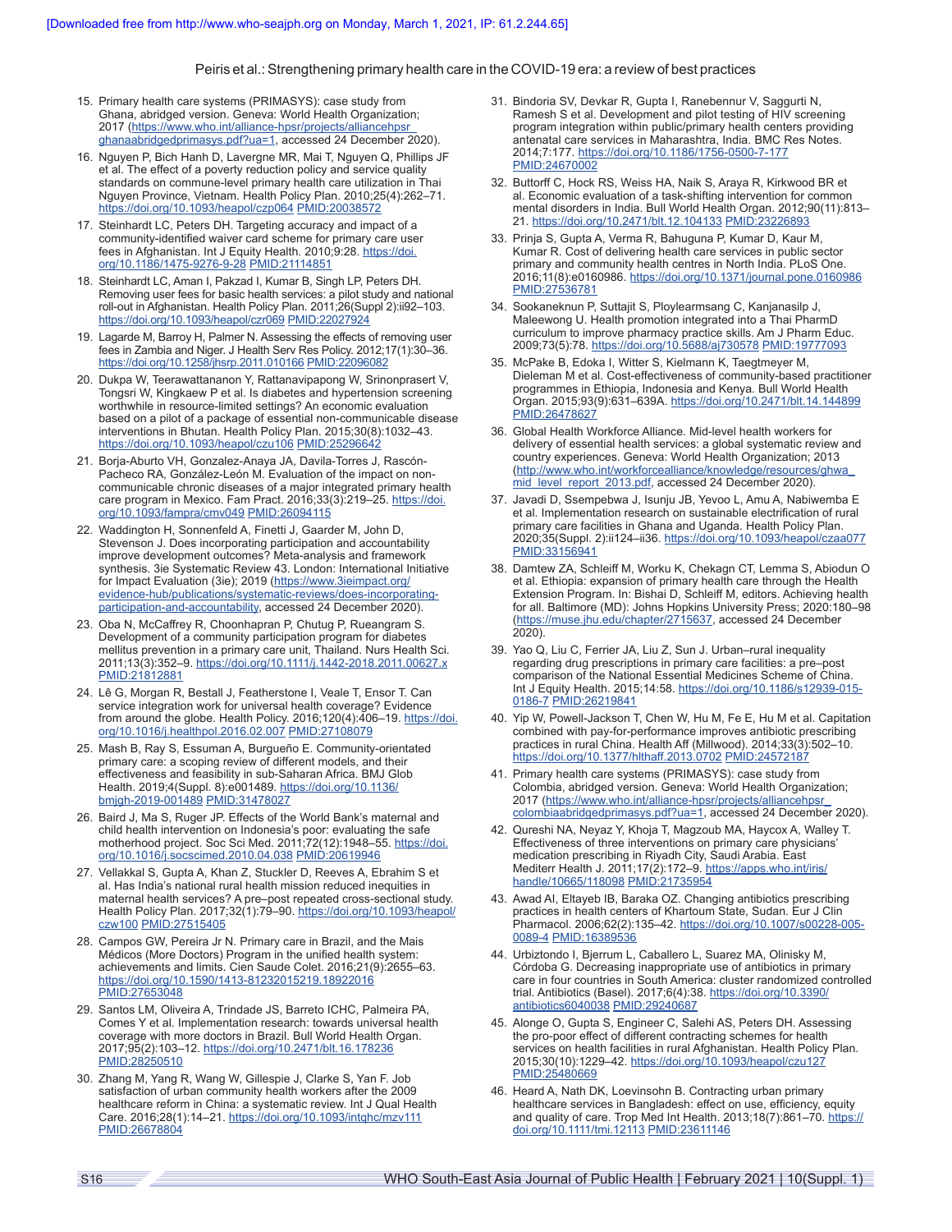15. Primary health care systems (PRIMASYS): case study from Ghana, abridged version. Geneva: World Health Organization; 2017 (https://www.who.int/alliance-hpsr/projects/alliancehpsr_ghanaabridgedprimasys.pdf?ua=1, accessed 24 December 2020).
16. Nguyen P, Bich Hanh D, Lavergne MR, Mai T, Nguyen Q, Phillips JF et al. The effect of a poverty reduction policy and service quality standards on commune-level primary health care utilization in Thai Nguyen Province, Vietnam. Health Policy Plan. 2010;25(4):262–71. https://doi.org/10.1093/heapol/czp064 PMID:20038572
17. Steinhardt LC, Peters DH. Targeting accuracy and impact of a community-identified waiver card scheme for primary care user fees in Afghanistan. Int J Equity Health. 2010;9:28. https://doi.org/10.1186/1475-9276-9-28 PMID:21114851
18. Steinhardt LC, Aman I, Pakzad I, Kumar B, Singh LP, Peters DH. Removing user fees for basic health services: a pilot study and national roll-out in Afghanistan. Health Policy Plan. 2011;26(Suppl 2):ii92–103. https://doi.org/10.1093/heapol/czr069 PMID:22027924
19. Lagarde M, Barroy H, Palmer N. Assessing the effects of removing user fees in Zambia and Niger. J Health Serv Res Policy. 2012;17(1):30–36. https://doi.org/10.1258/jhsrp.2011.010166 PMID:22096082
20. Dukpa W, Teerawattananon Y, Rattanavipapong W, Srinonprasert V, Tongsri W, Kingkaew P et al. Is diabetes and hypertension screening worthwhile in resource-limited settings? An economic evaluation based on a pilot of a package of essential non-communicable disease interventions in Bhutan. Health Policy Plan. 2015;30(8):1032–43. https://doi.org/10.1093/heapol/czu106 PMID:25296642
21. Borja-Aburto VH, Gonzalez-Anaya JA, Davila-Torres J, Rascón-Pacheco RA, González-León M. Evaluation of the impact on non-communicable chronic diseases of a major integrated primary health care program in Mexico. Fam Pract. 2016;33(3):219–25. https://doi.org/10.1093/fampra/cmv049 PMID:26094115
22. Waddington H, Sonnenfeld A, Finetti J, Gaarder M, John D, Stevenson J. Does incorporating participation and accountability improve development outcomes? Meta-analysis and framework synthesis. 3ie Systematic Review 43. London: International Initiative for Impact Evaluation (3ie); 2019 (https://www.3ieimpact.org/evidence-hub/publications/systematic-reviews/does-incorporating-participation-and-accountability, accessed 24 December 2020).
23. Oba N, McCaffrey R, Choonhapran P, Chutug P, Rueangram S. Development of a community participation program for diabetes mellitus prevention in a primary care unit, Thailand. Nurs Health Sci. 2011;13(3):352–9. https://doi.org/10.1111/j.1442-2018.2011.00627.x PMID:21812881
24. Lê G, Morgan R, Bestall J, Featherstone I, Veale T, Ensor T. Can service integration work for universal health coverage? Evidence from around the globe. Health Policy. 2016;120(4):406–19. https://doi.org/10.1016/j.healthpol.2016.02.007 PMID:27108079
25. Mash B, Ray S, Essuman A, Burgueño E. Community-orientated primary care: a scoping review of different models, and their effectiveness and feasibility in sub-Saharan Africa. BMJ Glob Health. 2019;4(Suppl. 8):e001489. https://doi.org/10.1136/bmjgh-2019-001489 PMID:31478027
26. Baird J, Ma S, Ruger JP. Effects of the World Bank's maternal and child health intervention on Indonesia's poor: evaluating the safe motherhood project. Soc Sci Med. 2011;72(12):1948–55. https://doi.org/10.1016/j.socscimed.2010.04.038 PMID:20619946
27. Vellakkal S, Gupta A, Khan Z, Stuckler D, Reeves A, Ebrahim S et al. Has India's national rural health mission reduced inequities in maternal health services? A pre–post repeated cross-sectional study. Health Policy Plan. 2017;32(1):79–90. https://doi.org/10.1093/heapol/czw100 PMID:27515405
28. Campos GW, Pereira Jr N. Primary care in Brazil, and the Mais Médicos (More Doctors) Program in the unified health system: achievements and limits. Cien Saude Colet. 2016;21(9):2655–63. https://doi.org/10.1590/1413-81232015219.18922016 PMID:27653048
29. Santos LM, Oliveira A, Trindade JS, Barreto ICHC, Palmeira PA, Comes Y et al. Implementation research: towards universal health coverage with more doctors in Brazil. Bull World Health Organ. 2017;95(2):103–12. https://doi.org/10.2471/blt.16.178236 PMID:28250510
30. Zhang M, Yang R, Wang W, Gillespie J, Clarke S, Yan F. Job satisfaction of urban community health workers after the 2009 healthcare reform in China: a systematic review. Int J Qual Health Care. 2016;28(1):14–21. https://doi.org/10.1093/intqhc/mzv111 PMID:26678804
31. Bindoria SV, Devkar R, Gupta I, Ranebennur V, Saggurti N, Ramesh S et al. Development and pilot testing of HIV screening program integration within public/primary health centers providing antenatal care services in Maharashtra, India. BMC Res Notes. 2014;7:177. https://doi.org/10.1186/1756-0500-7-177 PMID:24670002
32. Buttorff C, Hock RS, Weiss HA, Naik S, Araya R, Kirkwood BR et al. Economic evaluation of a task-shifting intervention for common mental disorders in India. Bull World Health Organ. 2012;90(11):813–21. https://doi.org/10.2471/blt.12.104133 PMID:23226893
33. Prinja S, Gupta A, Verma R, Bahuguna P, Kumar D, Kaur M, Kumar R. Cost of delivering health care services in public sector primary and community health centres in North India. PLoS One. 2016;11(8):e0160986. https://doi.org/10.1371/journal.pone.0160986 PMID:27536781
34. Sookaneknun P, Suttajit S, Ploylearmsang C, Kanjanasilp J, Maleewong U. Health promotion integrated into a Thai PharmD curriculum to improve pharmacy practice skills. Am J Pharm Educ. 2009;73(5):78. https://doi.org/10.5688/aj730578 PMID:19777093
35. McPake B, Edoka I, Witter S, Kielmann K, Taegtmeyer M, Dieleman M et al. Cost-effectiveness of community-based practitioner programmes in Ethiopia, Indonesia and Kenya. Bull World Health Organ. 2015;93(9):631–639A. https://doi.org/10.2471/blt.14.144899 PMID:26478627
36. Global Health Workforce Alliance. Mid-level health workers for delivery of essential health services: a global systematic review and country experiences. Geneva: World Health Organization; 2013 (http://www.who.int/workforcealliance/knowledge/resources/ghwa_mid_level_report_2013.pdf, accessed 24 December 2020).
37. Javadi D, Ssempebwa J, Isunju JB, Yevoo L, Amu A, Nabiwemba E et al. Implementation research on sustainable electrification of rural primary care facilities in Ghana and Uganda. Health Policy Plan. 2020;35(Suppl. 2):ii124–ii36. https://doi.org/10.1093/heapol/czaa077 PMID:33156941
38. Damtew ZA, Schleiff M, Worku K, Chekagn CT, Lemma S, Abiodun O et al. Ethiopia: expansion of primary health care through the Health Extension Program. In: Bishai D, Schleiff M, editors. Achieving health for all. Baltimore (MD): Johns Hopkins University Press; 2020:180–98 (https://muse.jhu.edu/chapter/2715637, accessed 24 December 2020).
39. Yao Q, Liu C, Ferrier JA, Liu Z, Sun J. Urban–rural inequality regarding drug prescriptions in primary care facilities: a pre–post comparison of the National Essential Medicines Scheme of China. Int J Equity Health. 2015;14:58. https://doi.org/10.1186/s12939-015-0186-7 PMID:26219841
40. Yip W, Powell-Jackson T, Chen W, Hu M, Fe E, Hu M et al. Capitation combined with pay-for-performance improves antibiotic prescribing practices in rural China. Health Aff (Millwood). 2014;33(3):502–10. https://doi.org/10.1377/hlthaff.2013.0702 PMID:24572187
41. Primary health care systems (PRIMASYS): case study from Colombia, abridged version. Geneva: World Health Organization; 2017 (https://www.who.int/alliance-hpsr/projects/alliancehpsr_colombiaabridgedprimasys.pdf?ua=1, accessed 24 December 2020).
42. Qureshi NA, Neyaz Y, Khoja T, Magzoub MA, Haycox A, Walley T. Effectiveness of three interventions on primary care physicians' medication prescribing in Riyadh City, Saudi Arabia. East Mediterr Health J. 2011;17(2):172–9. https://apps.who.int/iris/handle/10665/118098 PMID:21735954
43. Awad AI, Eltayeb IB, Baraka OZ. Changing antibiotics prescribing practices in health centers of Khartoum State, Sudan. Eur J Clin Pharmacol. 2006;62(2):135–42. https://doi.org/10.1007/s00228-005-0089-4 PMID:16389536
44. Urbiztondo I, Bjerrum L, Caballero L, Suarez MA, Olinisky M, Córdoba G. Decreasing inappropriate use of antibiotics in primary care in four countries in South America: cluster randomized controlled trial. Antibiotics (Basel). 2017;6(4):38. https://doi.org/10.3390/antibiotics6040038 PMID:29240687
45. Alonge O, Gupta S, Engineer C, Salehi AS, Peters DH. Assessing the pro-poor effect of different contracting schemes for health services on health facilities in rural Afghanistan. Health Policy Plan. 2015;30(10):1229–42. https://doi.org/10.1093/heapol/czu127 PMID:25480669
46. Heard A, Nath DK, Loevinsohn B. Contracting urban primary healthcare services in Bangladesh: effect on use, efficiency, equity and quality of care. Trop Med Int Health. 2013;18(7):861–70. https://doi.org/10.1111/tmi.12113 PMID:23611146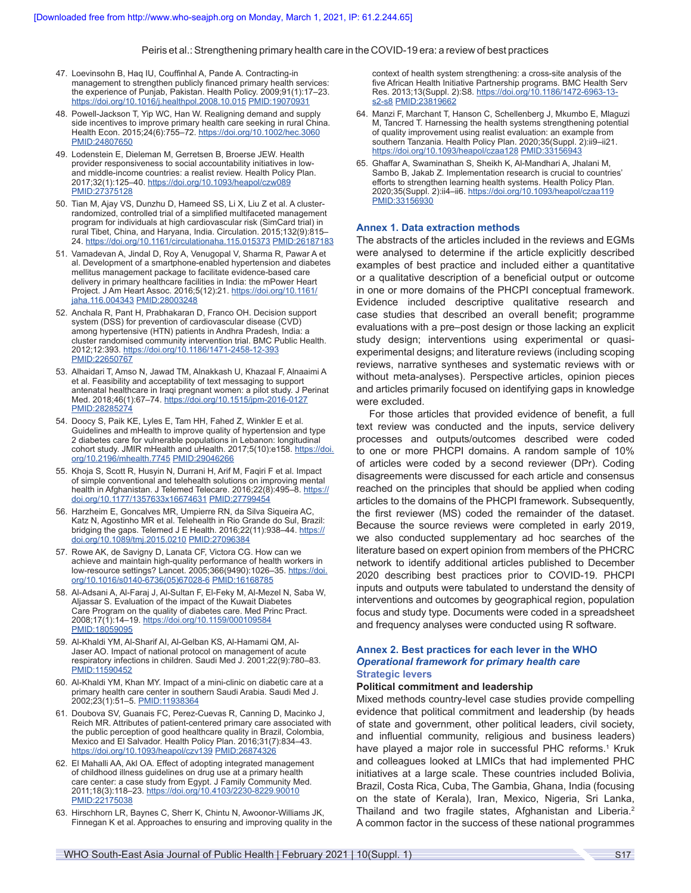47. Loevinsohn B, Haq IU, Couffinhal A, Pande A. Contracting-in management to strengthen publicly financed primary health services: the experience of Punjab, Pakistan. Health Policy. 2009;91(1):17–23. https://doi.org/10.1016/j.healthpol.2008.10.015 PMID:19070931
48. Powell-Jackson T, Yip WC, Han W. Realigning demand and supply side incentives to improve primary health care seeking in rural China. Health Econ. 2015;24(6):755–72. https://doi.org/10.1002/hec.3060 PMID:24807650
49. Lodenstein E, Dieleman M, Gerretsen B, Broerse JEW. Health provider responsiveness to social accountability initiatives in low- and middle-income countries: a realist review. Health Policy Plan. 2017;32(1):125–40. https://doi.org/10.1093/heapol/czw089 PMID:27375128
50. Tian M, Ajay VS, Dunzhu D, Hameed SS, Li X, Liu Z et al. A cluster-randomized, controlled trial of a simplified multifaceted management program for individuals at high cardiovascular risk (SimCard trial) in rural Tibet, China, and Haryana, India. Circulation. 2015;132(9):815–24. https://doi.org/10.1161/circulationaha.115.015373 PMID:26187183
51. Vamadevan A, Jindal D, Roy A, Venugopal V, Sharma R, Pawar A et al. Development of a smartphone-enabled hypertension and diabetes mellitus management package to facilitate evidence-based care delivery in primary healthcare facilities in India: the mPower Heart Project. J Am Heart Assoc. 2016;5(12):21. https://doi.org/10.1161/jaha.116.004343 PMID:28003248
52. Anchala R, Pant H, Prabhakaran D, Franco OH. Decision support system (DSS) for prevention of cardiovascular disease (CVD) among hypertensive (HTN) patients in Andhra Pradesh, India: a cluster randomised community intervention trial. BMC Public Health. 2012;12:393. https://doi.org/10.1186/1471-2458-12-393 PMID:22650767
53. Alhaidari T, Amso N, Jawad TM, Alnakkash U, Khazaal F, Alnaaimi A et al. Feasibility and acceptability of text messaging to support antenatal healthcare in Iraqi pregnant women: a pilot study. J Perinat Med. 2018;46(1):67–74. https://doi.org/10.1515/jpm-2016-0127 PMID:28285274
54. Doocy S, Paik KE, Lyles E, Tam HH, Fahed Z, Winkler E et al. Guidelines and mHealth to improve quality of hypertension and type 2 diabetes care for vulnerable populations in Lebanon: longitudinal cohort study. JMIR mHealth and uHealth. 2017;5(10):e158. https://doi.org/10.2196/mhealth.7745 PMID:29046266
55. Khoja S, Scott R, Husyin N, Durrani H, Arif M, Faqiri F et al. Impact of simple conventional and telehealth solutions on improving mental health in Afghanistan. J Telemed Telecare. 2016;22(8):495–8. https://doi.org/10.1177/1357633x16674631 PMID:27799454
56. Harzheim E, Goncalves MR, Umpierre RN, da Silva Siqueira AC, Katz N, Agostinho MR et al. Telehealth in Rio Grande do Sul, Brazil: bridging the gaps. Telemed J E Health. 2016;22(11):938–44. https://doi.org/10.1089/tmj.2015.0210 PMID:27096384
57. Rowe AK, de Savigny D, Lanata CF, Victora CG. How can we achieve and maintain high-quality performance of health workers in low-resource settings? Lancet. 2005;366(9490):1026–35. https://doi.org/10.1016/s0140-6736(05)67028-6 PMID:16168785
58. Al-Adsani A, Al-Faraj J, Al-Sultan F, El-Feky M, Al-Mezel N, Saba W, Aljassar S. Evaluation of the impact of the Kuwait Diabetes Care Program on the quality of diabetes care. Med Princ Pract. 2008;17(1):14–19. https://doi.org/10.1159/000109584 PMID:18059095
59. Al-Khaldi YM, Al-Sharif AI, Al-Gelban KS, Al-Hamami QM, Al-Jaser AO. Impact of national protocol on management of acute respiratory infections in children. Saudi Med J. 2001;22(9):780–83. PMID:11590452
60. Al-Khaldi YM, Khan MY. Impact of a mini-clinic on diabetic care at a primary health care center in southern Saudi Arabia. Saudi Med J. 2002;23(1):51–5. PMID:11938364
61. Doubova SV, Guanais FC, Perez-Cuevas R, Canning D, Macinko J, Reich MR. Attributes of patient-centered primary care associated with the public perception of good healthcare quality in Brazil, Colombia, Mexico and El Salvador. Health Policy Plan. 2016;31(7):834–43. https://doi.org/10.1093/heapol/czv139 PMID:26874326
62. El Mahalli AA, Akl OA. Effect of adopting integrated management of childhood illness guidelines on drug use at a primary health care center: a case study from Egypt. J Family Community Med. 2011;18(3):118–23. https://doi.org/10.4103/2230-8229.90010 PMID:22175038
63. Hirschhorn LR, Baynes C, Sherr K, Chintu N, Awoonor-Williams JK, Finnegan K et al. Approaches to ensuring and improving quality in the context of health system strengthening: a cross-site analysis of the five African Health Initiative Partnership programs. BMC Health Serv Res. 2013;13(Suppl. 2):S8. https://doi.org/10.1186/1472-6963-13-s2-s8 PMID:23819662
64. Manzi F, Marchant T, Hanson C, Schellenberg J, Mkumbo E, Mlaguzi M, Tancred T. Harnessing the health systems strengthening potential of quality improvement using realist evaluation: an example from southern Tanzania. Health Policy Plan. 2020;35(Suppl. 2):ii9–ii21. https://doi.org/10.1093/heapol/czaa128 PMID:33156943
65. Ghaffar A, Swaminathan S, Sheikh K, Al-Mandhari A, Jhalani M, Sambo B, Jakab Z. Implementation research is crucial to countries' efforts to strengthen learning health systems. Health Policy Plan. 2020;35(Suppl. 2):ii4–ii6. https://doi.org/10.1093/heapol/czaa119 PMID:33156930

## Annex 1. Data extraction methods

The abstracts of the articles included in the reviews and EGMs were analysed to determine if the article explicitly described examples of best practice and included either a quantitative or a qualitative description of a beneficial output or outcome in one or more domains of the PHCPI conceptual framework. Evidence included descriptive qualitative research and case studies that described an overall benefit; programme evaluations with a pre–post design or those lacking an explicit study design; interventions using experimental or quasi-experimental designs; and literature reviews (including scoping reviews, narrative syntheses and systematic reviews with or without meta-analyses). Perspective articles, opinion pieces and articles primarily focused on identifying gaps in knowledge were excluded.

For those articles that provided evidence of benefit, a full text review was conducted and the inputs, service delivery processes and outputs/outcomes described were coded to one or more PHCPI domains. A random sample of 10% of articles were coded by a second reviewer (DPr). Coding disagreements were discussed for each article and consensus reached on the principles that should be applied when coding articles to the domains of the PHCPI framework. Subsequently, the first reviewer (MS) coded the remainder of the dataset. Because the source reviews were completed in early 2019, we also conducted supplementary ad hoc searches of the literature based on expert opinion from members of the PHCRC network to identify additional articles published to December 2020 describing best practices prior to COVID-19. PHCPI inputs and outputs were tabulated to understand the density of interventions and outcomes by geographical region, population focus and study type. Documents were coded in a spreadsheet and frequency analyses were conducted using R software.

## Annex 2. Best practices for each lever in the WHO *Operational framework for primary health care*

### Strategic levers

#### Political commitment and leadership

Mixed methods country-level case studies provide compelling evidence that political commitment and leadership (by heads of state and government, other political leaders, civil society, and influential community, religious and business leaders) have played a major role in successful PHC reforms.[1] Kruk and colleagues looked at LMICs that had implemented PHC initiatives at a large scale. These countries included Bolivia, Brazil, Costa Rica, Cuba, The Gambia, Ghana, India (focusing on the state of Kerala), Iran, Mexico, Nigeria, Sri Lanka, Thailand and two fragile states, Afghanistan and Liberia.[2] A common factor in the success of these national programmes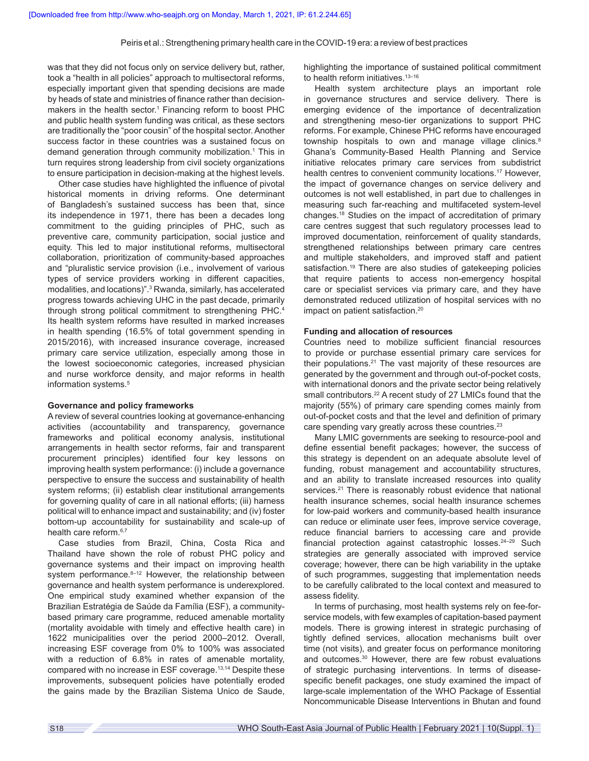was that they did not focus only on service delivery but, rather, took a "health in all policies" approach to multisectoral reforms, especially important given that spending decisions are made by heads of state and ministries of finance rather than decision-makers in the health sector.[1] Financing reform to boost PHC and public health system funding was critical, as these sectors are traditionally the "poor cousin" of the hospital sector. Another success factor in these countries was a sustained focus on demand generation through community mobilization.[1] This in turn requires strong leadership from civil society organizations to ensure participation in decision-making at the highest levels.

Other case studies have highlighted the influence of pivotal historical moments in driving reforms. One determinant of Bangladesh's sustained success has been that, since its independence in 1971, there has been a decades long commitment to the guiding principles of PHC, such as preventive care, community participation, social justice and equity. This led to major institutional reforms, multisectoral collaboration, prioritization of community-based approaches and "pluralistic service provision (i.e., involvement of various types of service providers working in different capacities, modalities, and locations)".[3] Rwanda, similarly, has accelerated progress towards achieving UHC in the past decade, primarily through strong political commitment to strengthening PHC.[4] Its health system reforms have resulted in marked increases in health spending (16.5% of total government spending in 2015/2016), with increased insurance coverage, increased primary care service utilization, especially among those in the lowest socioeconomic categories, increased physician and nurse workforce density, and major reforms in health information systems.[5]

**Governance and policy frameworks**

A review of several countries looking at governance-enhancing activities (accountability and transparency, governance frameworks and political economy analysis, institutional arrangements in health sector reforms, fair and transparent procurement principles) identified four key lessons on improving health system performance: (i) include a governance perspective to ensure the success and sustainability of health system reforms; (ii) establish clear institutional arrangements for governing quality of care in all national efforts; (iii) harness political will to enhance impact and sustainability; and (iv) foster bottom-up accountability for sustainability and scale-up of health care reform.[6,7]

Case studies from Brazil, China, Costa Rica and Thailand have shown the role of robust PHC policy and governance systems and their impact on improving health system performance.[8–12] However, the relationship between governance and health system performance is underexplored. One empirical study examined whether expansion of the Brazilian Estratégia de Saúde da Família (ESF), a community-based primary care programme, reduced amenable mortality (mortality avoidable with timely and effective health care) in 1622 municipalities over the period 2000–2012. Overall, increasing ESF coverage from 0% to 100% was associated with a reduction of 6.8% in rates of amenable mortality, compared with no increase in ESF coverage.[13,14] Despite these improvements, subsequent policies have potentially eroded the gains made by the Brazilian Sistema Unico de Saude, highlighting the importance of sustained political commitment to health reform initiatives.[13–16]

Health system architecture plays an important role in governance structures and service delivery. There is emerging evidence of the importance of decentralization and strengthening meso-tier organizations to support PHC reforms. For example, Chinese PHC reforms have encouraged township hospitals to own and manage village clinics.[8] Ghana's Community-Based Health Planning and Service initiative relocates primary care services from subdistrict health centres to convenient community locations.[17] However, the impact of governance changes on service delivery and outcomes is not well established, in part due to challenges in measuring such far-reaching and multifaceted system-level changes.[18] Studies on the impact of accreditation of primary care centres suggest that such regulatory processes lead to improved documentation, reinforcement of quality standards, strengthened relationships between primary care centres and multiple stakeholders, and improved staff and patient satisfaction.[19] There are also studies of gatekeeping policies that require patients to access non-emergency hospital care or specialist services via primary care, and they have demonstrated reduced utilization of hospital services with no impact on patient satisfaction.[20]

**Funding and allocation of resources**

Countries need to mobilize sufficient financial resources to provide or purchase essential primary care services for their populations.[21] The vast majority of these resources are generated by the government and through out-of-pocket costs, with international donors and the private sector being relatively small contributors.[22] A recent study of 27 LMICs found that the majority (55%) of primary care spending comes mainly from out-of-pocket costs and that the level and definition of primary care spending vary greatly across these countries.[23]

Many LMIC governments are seeking to resource-pool and define essential benefit packages; however, the success of this strategy is dependent on an adequate absolute level of funding, robust management and accountability structures, and an ability to translate increased resources into quality services.[21] There is reasonably robust evidence that national health insurance schemes, social health insurance schemes for low-paid workers and community-based health insurance can reduce or eliminate user fees, improve service coverage, reduce financial barriers to accessing care and provide financial protection against catastrophic losses.[24–29] Such strategies are generally associated with improved service coverage; however, there can be high variability in the uptake of such programmes, suggesting that implementation needs to be carefully calibrated to the local context and measured to assess fidelity.

In terms of purchasing, most health systems rely on fee-for-service models, with few examples of capitation-based payment models. There is growing interest in strategic purchasing of tightly defined services, allocation mechanisms built over time (not visits), and greater focus on performance monitoring and outcomes.[30] However, there are few robust evaluations of strategic purchasing interventions. In terms of disease-specific benefit packages, one study examined the impact of large-scale implementation of the WHO Package of Essential Noncommunicable Disease Interventions in Bhutan and found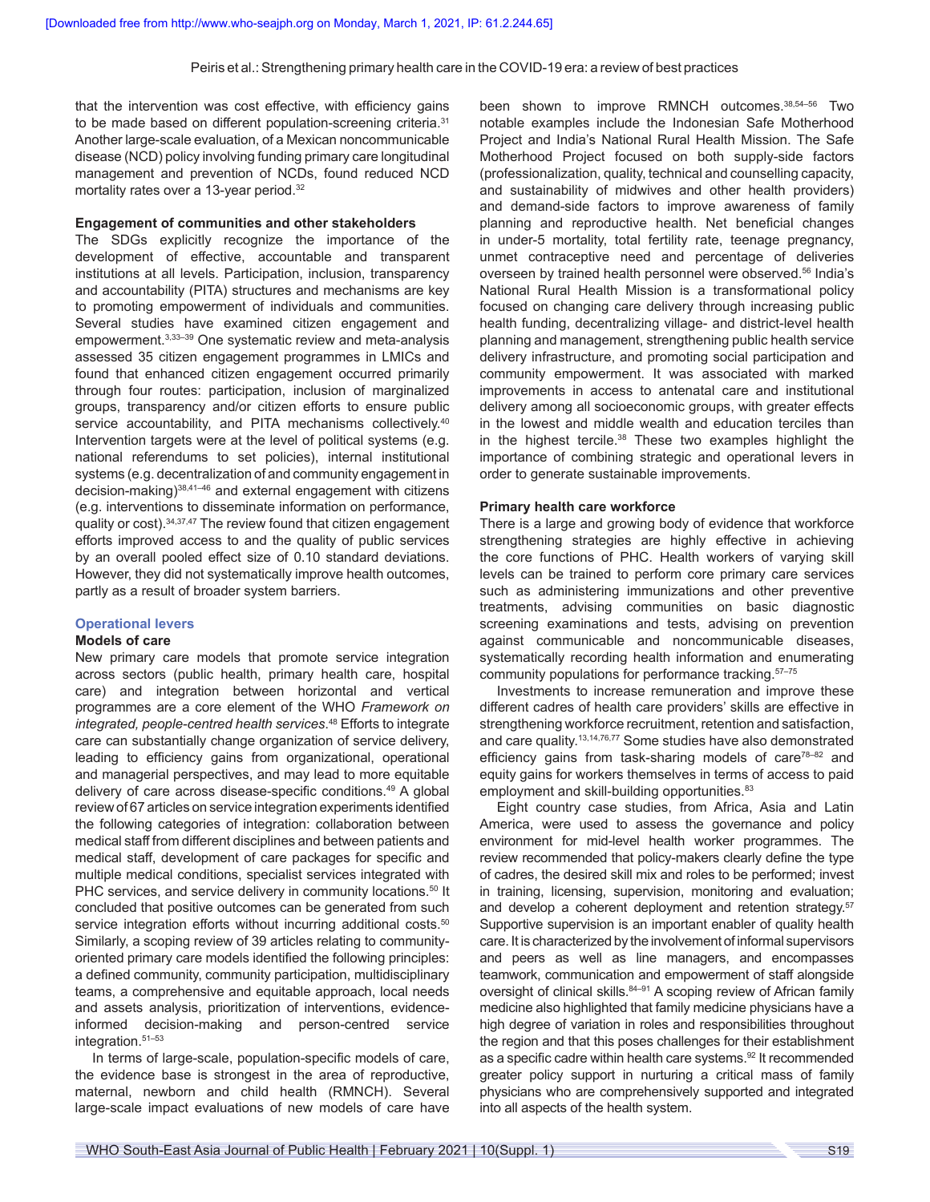that the intervention was cost effective, with efficiency gains to be made based on different population-screening criteria.[31] Another large-scale evaluation, of a Mexican noncommunicable disease (NCD) policy involving funding primary care longitudinal management and prevention of NCDs, found reduced NCD mortality rates over a 13-year period.[32]

**Engagement of communities and other stakeholders**

The SDGs explicitly recognize the importance of the development of effective, accountable and transparent institutions at all levels. Participation, inclusion, transparency and accountability (PITA) structures and mechanisms are key to promoting empowerment of individuals and communities. Several studies have examined citizen engagement and empowerment.[3,33–39] One systematic review and meta-analysis assessed 35 citizen engagement programmes in LMICs and found that enhanced citizen engagement occurred primarily through four routes: participation, inclusion of marginalized groups, transparency and/or citizen efforts to ensure public service accountability, and PITA mechanisms collectively.[40] Intervention targets were at the level of political systems (e.g. national referendums to set policies), internal institutional systems (e.g. decentralization of and community engagement in decision-making)[38,41–46] and external engagement with citizens (e.g. interventions to disseminate information on performance, quality or cost).[34,37,47] The review found that citizen engagement efforts improved access to and the quality of public services by an overall pooled effect size of 0.10 standard deviations. However, they did not systematically improve health outcomes, partly as a result of broader system barriers.

## Operational levers

**Models of care**

New primary care models that promote service integration across sectors (public health, primary health care, hospital care) and integration between horizontal and vertical programmes are a core element of the WHO *Framework on integrated, people-centred health services*.[48] Efforts to integrate care can substantially change organization of service delivery, leading to efficiency gains from organizational, operational and managerial perspectives, and may lead to more equitable delivery of care across disease-specific conditions.[49] A global review of 67 articles on service integration experiments identified the following categories of integration: collaboration between medical staff from different disciplines and between patients and medical staff, development of care packages for specific and multiple medical conditions, specialist services integrated with PHC services, and service delivery in community locations.[50] It concluded that positive outcomes can be generated from such service integration efforts without incurring additional costs.[50] Similarly, a scoping review of 39 articles relating to community-oriented primary care models identified the following principles: a defined community, community participation, multidisciplinary teams, a comprehensive and equitable approach, local needs and assets analysis, prioritization of interventions, evidence-informed decision-making and person-centred service integration.[51–53]

In terms of large-scale, population-specific models of care, the evidence base is strongest in the area of reproductive, maternal, newborn and child health (RMNCH). Several large-scale impact evaluations of new models of care have been shown to improve RMNCH outcomes.[38,54–56] Two notable examples include the Indonesian Safe Motherhood Project and India's National Rural Health Mission. The Safe Motherhood Project focused on both supply-side factors (professionalization, quality, technical and counselling capacity, and sustainability of midwives and other health providers) and demand-side factors to improve awareness of family planning and reproductive health. Net beneficial changes in under-5 mortality, total fertility rate, teenage pregnancy, unmet contraceptive need and percentage of deliveries overseen by trained health personnel were observed.[56] India's National Rural Health Mission is a transformational policy focused on changing care delivery through increasing public health funding, decentralizing village- and district-level health planning and management, strengthening public health service delivery infrastructure, and promoting social participation and community empowerment. It was associated with marked improvements in access to antenatal care and institutional delivery among all socioeconomic groups, with greater effects in the lowest and middle wealth and education terciles than in the highest tercile.[38] These two examples highlight the importance of combining strategic and operational levers in order to generate sustainable improvements.

**Primary health care workforce**

There is a large and growing body of evidence that workforce strengthening strategies are highly effective in achieving the core functions of PHC. Health workers of varying skill levels can be trained to perform core primary care services such as administering immunizations and other preventive treatments, advising communities on basic diagnostic screening examinations and tests, advising on prevention against communicable and noncommunicable diseases, systematically recording health information and enumerating community populations for performance tracking.[57–75]

Investments to increase remuneration and improve these different cadres of health care providers' skills are effective in strengthening workforce recruitment, retention and satisfaction, and care quality.[13,14,76,77] Some studies have also demonstrated efficiency gains from task-sharing models of care[78–82] and equity gains for workers themselves in terms of access to paid employment and skill-building opportunities.[83]

Eight country case studies, from Africa, Asia and Latin America, were used to assess the governance and policy environment for mid-level health worker programmes. The review recommended that policy-makers clearly define the type of cadres, the desired skill mix and roles to be performed; invest in training, licensing, supervision, monitoring and evaluation; and develop a coherent deployment and retention strategy.[57] Supportive supervision is an important enabler of quality health care. It is characterized by the involvement of informal supervisors and peers as well as line managers, and encompasses teamwork, communication and empowerment of staff alongside oversight of clinical skills.[84–91] A scoping review of African family medicine also highlighted that family medicine physicians have a high degree of variation in roles and responsibilities throughout the region and that this poses challenges for their establishment as a specific cadre within health care systems.[92] It recommended greater policy support in nurturing a critical mass of family physicians who are comprehensively supported and integrated into all aspects of the health system.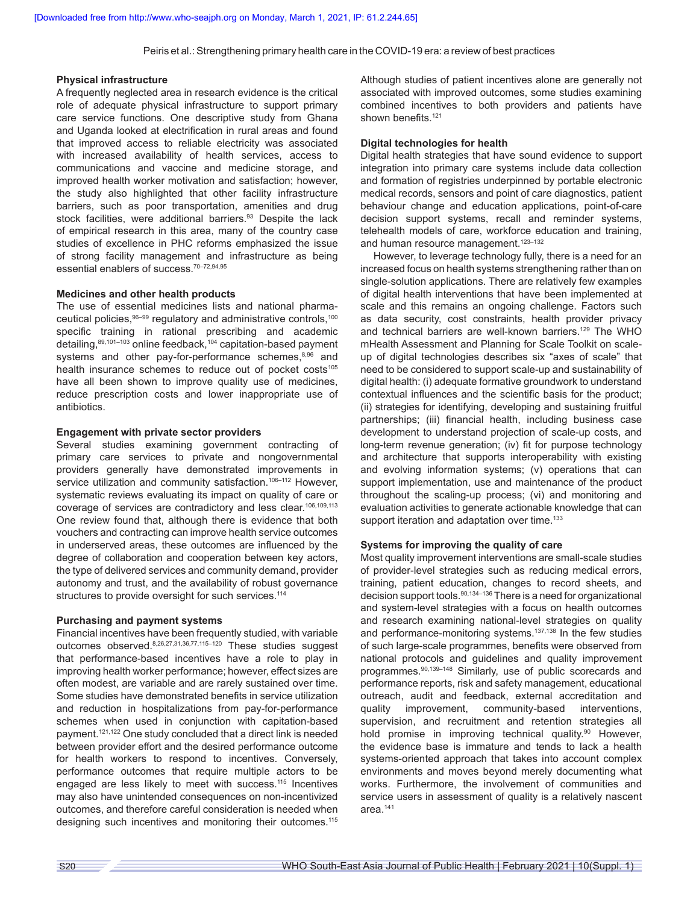### Physical infrastructure

A frequently neglected area in research evidence is the critical role of adequate physical infrastructure to support primary care service functions. One descriptive study from Ghana and Uganda looked at electrification in rural areas and found that improved access to reliable electricity was associated with increased availability of health services, access to communications and vaccine and medicine storage, and improved health worker motivation and satisfaction; however, the study also highlighted that other facility infrastructure barriers, such as poor transportation, amenities and drug stock facilities, were additional barriers.[93] Despite the lack of empirical research in this area, many of the country case studies of excellence in PHC reforms emphasized the issue of strong facility management and infrastructure as being essential enablers of success.[70–72,94,95]

### Medicines and other health products

The use of essential medicines lists and national pharmaceutical policies,[96–99] regulatory and administrative controls,[100] specific training in rational prescribing and academic detailing,[89,101–103] online feedback,[104] capitation-based payment systems and other pay-for-performance schemes,[8,96] and health insurance schemes to reduce out of pocket costs[105] have all been shown to improve quality use of medicines, reduce prescription costs and lower inappropriate use of antibiotics.

### Engagement with private sector providers

Several studies examining government contracting of primary care services to private and nongovernmental providers generally have demonstrated improvements in service utilization and community satisfaction.[106–112] However, systematic reviews evaluating its impact on quality of care or coverage of services are contradictory and less clear.[106,109,113] One review found that, although there is evidence that both vouchers and contracting can improve health service outcomes in underserved areas, these outcomes are influenced by the degree of collaboration and cooperation between key actors, the type of delivered services and community demand, provider autonomy and trust, and the availability of robust governance structures to provide oversight for such services.[114]

### Purchasing and payment systems

Financial incentives have been frequently studied, with variable outcomes observed.[8,26,27,31,36,77,115–120] These studies suggest that performance-based incentives have a role to play in improving health worker performance; however, effect sizes are often modest, are variable and are rarely sustained over time. Some studies have demonstrated benefits in service utilization and reduction in hospitalizations from pay-for-performance schemes when used in conjunction with capitation-based payment.[121,122] One study concluded that a direct link is needed between provider effort and the desired performance outcome for health workers to respond to incentives. Conversely, performance outcomes that require multiple actors to be engaged are less likely to meet with success.[115] Incentives may also have unintended consequences on non-incentivized outcomes, and therefore careful consideration is needed when designing such incentives and monitoring their outcomes.[115] Although studies of patient incentives alone are generally not associated with improved outcomes, some studies examining combined incentives to both providers and patients have shown benefits.[121]

### Digital technologies for health

Digital health strategies that have sound evidence to support integration into primary care systems include data collection and formation of registries underpinned by portable electronic medical records, sensors and point of care diagnostics, patient behaviour change and education applications, point-of-care decision support systems, recall and reminder systems, telehealth models of care, workforce education and training, and human resource management.[123–132]

However, to leverage technology fully, there is a need for an increased focus on health systems strengthening rather than on single-solution applications. There are relatively few examples of digital health interventions that have been implemented at scale and this remains an ongoing challenge. Factors such as data security, cost constraints, health provider privacy and technical barriers are well-known barriers.[129] The WHO mHealth Assessment and Planning for Scale Toolkit on scale-up of digital technologies describes six "axes of scale" that need to be considered to support scale-up and sustainability of digital health: (i) adequate formative groundwork to understand contextual influences and the scientific basis for the product; (ii) strategies for identifying, developing and sustaining fruitful partnerships; (iii) financial health, including business case development to understand projection of scale-up costs, and long-term revenue generation; (iv) fit for purpose technology and architecture that supports interoperability with existing and evolving information systems; (v) operations that can support implementation, use and maintenance of the product throughout the scaling-up process; (vi) and monitoring and evaluation activities to generate actionable knowledge that can support iteration and adaptation over time.[133]

### Systems for improving the quality of care

Most quality improvement interventions are small-scale studies of provider-level strategies such as reducing medical errors, training, patient education, changes to record sheets, and decision support tools.[90,134–136] There is a need for organizational and system-level strategies with a focus on health outcomes and research examining national-level strategies on quality and performance-monitoring systems.[137,138] In the few studies of such large-scale programmes, benefits were observed from national protocols and guidelines and quality improvement programmes.[90,139–148] Similarly, use of public scorecards and performance reports, risk and safety management, educational outreach, audit and feedback, external accreditation and quality improvement, community-based interventions, supervision, and recruitment and retention strategies all hold promise in improving technical quality.[90] However, the evidence base is immature and tends to lack a health systems-oriented approach that takes into account complex environments and moves beyond merely documenting what works. Furthermore, the involvement of communities and service users in assessment of quality is a relatively nascent area.[141]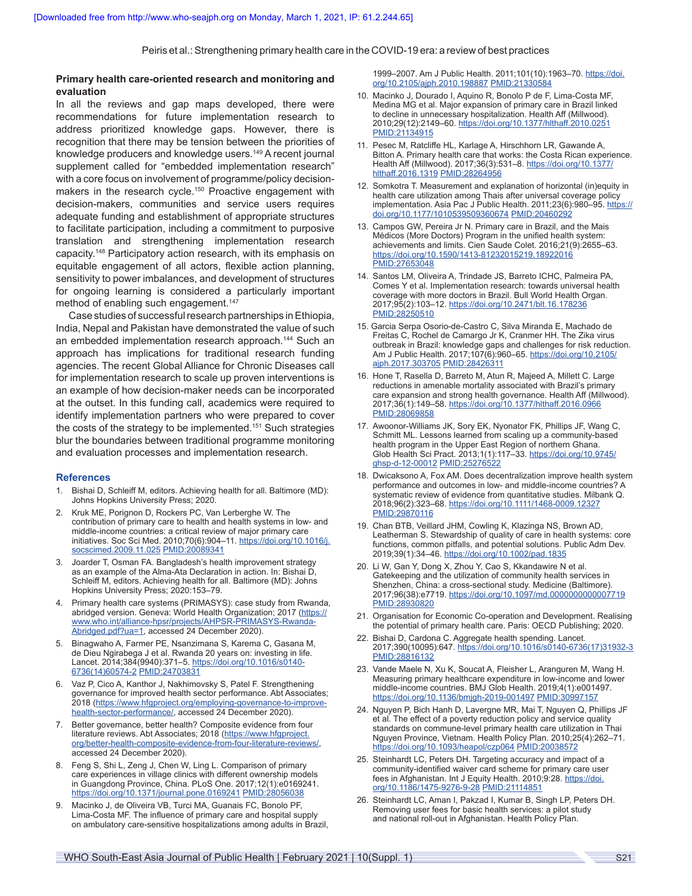### Primary health care-oriented research and monitoring and evaluation

In all the reviews and gap maps developed, there were recommendations for future implementation research to address prioritized knowledge gaps. However, there is recognition that there may be tension between the priorities of knowledge producers and knowledge users.[149] A recent journal supplement called for "embedded implementation research" with a core focus on involvement of programme/policy decision-makers in the research cycle.[150] Proactive engagement with decision-makers, communities and service users requires adequate funding and establishment of appropriate structures to facilitate participation, including a commitment to purposive translation and strengthening implementation research capacity.[148] Participatory action research, with its emphasis on equitable engagement of all actors, flexible action planning, sensitivity to power imbalances, and development of structures for ongoing learning is considered a particularly important method of enabling such engagement.[147]

Case studies of successful research partnerships in Ethiopia, India, Nepal and Pakistan have demonstrated the value of such an embedded implementation research approach.[144] Such an approach has implications for traditional research funding agencies. The recent Global Alliance for Chronic Diseases call for implementation research to scale up proven interventions is an example of how decision-maker needs can be incorporated at the outset. In this funding call, academics were required to identify implementation partners who were prepared to cover the costs of the strategy to be implemented.[151] Such strategies blur the boundaries between traditional programme monitoring and evaluation processes and implementation research.

### References

1. Bishai D, Schleiff M, editors. Achieving health for all. Baltimore (MD): Johns Hopkins University Press; 2020.
2. Kruk ME, Porignon D, Rockers PC, Van Lerberghe W. The contribution of primary care to health and health systems in low- and middle-income countries: a critical review of major primary care initiatives. Soc Sci Med. 2010;70(6):904–11. https://doi.org/10.1016/j.socscimed.2009.11.025 PMID:20089341
3. Joarder T, Osman FA. Bangladesh's health improvement strategy as an example of the Alma-Ata Declaration in action. In: Bishai D, Schleiff M, editors. Achieving health for all. Baltimore (MD): Johns Hopkins University Press; 2020:153–79.
4. Primary health care systems (PRIMASYS): case study from Rwanda, abridged version. Geneva: World Health Organization; 2017 (https://www.who.int/alliance-hpsr/projects/AHPSR-PRIMASYS-Rwanda-Abridged.pdf?ua=1, accessed 24 December 2020).
5. Binagwaho A, Farmer PE, Nsanzimana S, Karema C, Gasana M, de Dieu Ngirabega J et al. Rwanda 20 years on: investing in life. Lancet. 2014;384(9940):371–5. https://doi.org/10.1016/s0140-6736(14)60574-2 PMID:24703831
6. Vaz P, Cico A, Kanthor J, Nakhimovsky S, Patel F. Strengthening governance for improved health sector performance. Abt Associates; 2018 (https://www.hfgproject.org/employing-governance-to-improve-health-sector-performance/, accessed 24 December 2020).
7. Better governance, better health? Composite evidence from four literature reviews. Abt Associates; 2018 (https://www.hfgproject.org/better-health-composite-evidence-from-four-literature-reviews/, accessed 24 December 2020).
8. Feng S, Shi L, Zeng J, Chen W, Ling L. Comparison of primary care experiences in village clinics with different ownership models in Guangdong Province, China. PLoS One. 2017;12(1):e0169241. https://doi.org/10.1371/journal.pone.0169241 PMID:28056038
9. Macinko J, de Oliveira VB, Turci MA, Guanais FC, Bonolo PF, Lima-Costa MF. The influence of primary care and hospital supply on ambulatory care-sensitive hospitalizations among adults in Brazil, 1999–2007. Am J Public Health. 2011;101(10):1963–70. https://doi.org/10.2105/ajph.2010.198887 PMID:21330584
10. Macinko J, Dourado I, Aquino R, Bonolo P de F, Lima-Costa MF, Medina MG et al. Major expansion of primary care in Brazil linked to decline in unnecessary hospitalization. Health Aff (Millwood). 2010;29(12):2149–60. https://doi.org/10.1377/hlthaff.2010.0251 PMID:21134915
11. Pesec M, Ratcliffe HL, Karlage A, Hirschhorn LR, Gawande A, Bitton A. Primary health care that works: the Costa Rican experience. Health Aff (Millwood). 2017;36(3):531–8. https://doi.org/10.1377/hlthaff.2016.1319 PMID:28264956
12. Somkotra T. Measurement and explanation of horizontal (in)equity in health care utilization among Thais after universal coverage policy implementation. Asia Pac J Public Health. 2011;23(6):980–95. https://doi.org/10.1177/1010539509360674 PMID:20460292
13. Campos GW, Pereira Jr N. Primary care in Brazil, and the Mais Médicos (More Doctors) Program in the unified health system: achievements and limits. Cien Saude Colet. 2016;21(9):2655–63. https://doi.org/10.1590/1413-81232015219.18922016 PMID:27653048
14. Santos LM, Oliveira A, Trindade JS, Barreto ICHC, Palmeira PA, Comes Y et al. Implementation research: towards universal health coverage with more doctors in Brazil. Bull World Health Organ. 2017;95(2):103–12. https://doi.org/10.2471/blt.16.178236 PMID:28250510
15. Garcia Serpa Osorio-de-Castro C, Silva Miranda E, Machado de Freitas C, Rochel de Camargo Jr K, Cranmer HH. The Zika virus outbreak in Brazil: knowledge gaps and challenges for risk reduction. Am J Public Health. 2017;107(6):960–65. https://doi.org/10.2105/ajph.2017.303705 PMID:28426311
16. Hone T, Rasella D, Barreto M, Atun R, Majeed A, Millett C. Large reductions in amenable mortality associated with Brazil's primary care expansion and strong health governance. Health Aff (Millwood). 2017;36(1):149–58. https://doi.org/10.1377/hlthaff.2016.0966 PMID:28069858
17. Awoonor-Williams JK, Sory EK, Nyonator FK, Phillips JF, Wang C, Schmitt ML. Lessons learned from scaling up a community-based health program in the Upper East Region of northern Ghana. Glob Health Sci Pract. 2013;1(1):117–33. https://doi.org/10.9745/ghsp-d-12-00012 PMID:25276522
18. Dwicaksono A, Fox AM. Does decentralization improve health system performance and outcomes in low- and middle-income countries? A systematic review of evidence from quantitative studies. Milbank Q. 2018;96(2):323–68. https://doi.org/10.1111/1468-0009.12327 PMID:29870116
19. Chan BTB, Veillard JHM, Cowling K, Klazinga NS, Brown AD, Leatherman S. Stewardship of quality of care in health systems: core functions, common pitfalls, and potential solutions. Public Adm Dev. 2019;39(1):34–46. https://doi.org/10.1002/pad.1835
20. Li W, Gan Y, Dong X, Zhou Y, Cao S, Kkandawire N et al. Gatekeeping and the utilization of community health services in Shenzhen, China: a cross-sectional study. Medicine (Baltimore). 2017;96(38):e7719. https://doi.org/10.1097/md.0000000000007719 PMID:28930820
21. Organisation for Economic Co-operation and Development. Realising the potential of primary health care. Paris: OECD Publishing; 2020.
22. Bishai D, Cardona C. Aggregate health spending. Lancet. 2017;390(10095):647. https://doi.org/10.1016/s0140-6736(17)31932-3 PMID:28816132
23. Vande Maele N, Xu K, Soucat A, Fleisher L, Aranguren M, Wang H. Measuring primary healthcare expenditure in low-income and lower middle-income countries. BMJ Glob Health. 2019;4(1):e001497. https://doi.org/10.1136/bmjgh-2019-001497 PMID:30997157
24. Nguyen P, Bich Hanh D, Lavergne MR, Mai T, Nguyen Q, Phillips JF et al. The effect of a poverty reduction policy and service quality standards on commune-level primary health care utilization in Thai Nguyen Province, Vietnam. Health Policy Plan. 2010;25(4):262–71. https://doi.org/10.1093/heapol/czp064 PMID:20038572
25. Steinhardt LC, Peters DH. Targeting accuracy and impact of a community-identified waiver card scheme for primary care user fees in Afghanistan. Int J Equity Health. 2010;9:28. https://doi.org/10.1186/1475-9276-9-28 PMID:21114851
26. Steinhardt LC, Aman I, Pakzad I, Kumar B, Singh LP, Peters DH. Removing user fees for basic health services: a pilot study and national roll-out in Afghanistan. Health Policy Plan.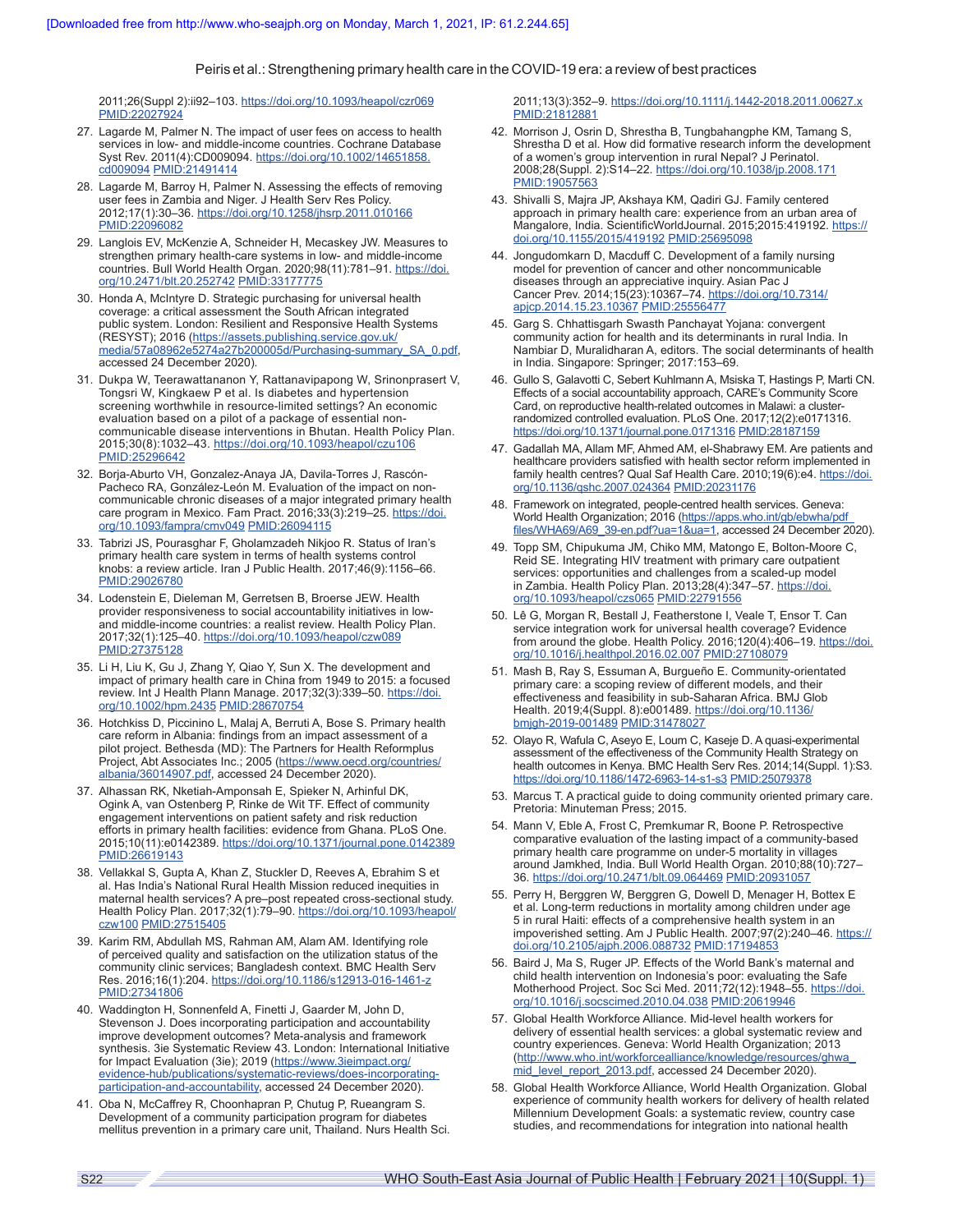2011;26(Suppl 2):ii92–103. https://doi.org/10.1093/heapol/czr069 PMID:22027924

27. Lagarde M, Palmer N. The impact of user fees on access to health services in low- and middle-income countries. Cochrane Database Syst Rev. 2011(4):CD009094. https://doi.org/10.1002/14651858.cd009094 PMID:21491414
28. Lagarde M, Barroy H, Palmer N. Assessing the effects of removing user fees in Zambia and Niger. J Health Serv Res Policy. 2012;17(1):30–36. https://doi.org/10.1258/jhsrp.2011.010166 PMID:22096082
29. Langlois EV, McKenzie A, Schneider H, Mecaskey JW. Measures to strengthen primary health-care systems in low- and middle-income countries. Bull World Health Organ. 2020;98(11):781–91. https://doi.org/10.2471/blt.20.252742 PMID:33177775
30. Honda A, McIntyre D. Strategic purchasing for universal health coverage: a critical assessment the South African integrated public system. London: Resilient and Responsive Health Systems (RESYST); 2016 (https://assets.publishing.service.gov.uk/media/57a08962e5274a27b200005d/Purchasing-summary_SA_0.pdf, accessed 24 December 2020).
31. Dukpa W, Teerawattananon Y, Rattanavipapong W, Srinonprasert V, Tongsri W, Kingkaew P et al. Is diabetes and hypertension screening worthwhile in resource-limited settings? An economic evaluation based on a pilot of a package of essential non-communicable disease interventions in Bhutan. Health Policy Plan. 2015;30(8):1032–43. https://doi.org/10.1093/heapol/czu106 PMID:25296642
32. Borja-Aburto VH, Gonzalez-Anaya JA, Davila-Torres J, Rascón-Pacheco RA, González-León M. Evaluation of the impact on non-communicable chronic diseases of a major integrated primary health care program in Mexico. Fam Pract. 2016;33(3):219–25. https://doi.org/10.1093/fampra/cmv049 PMID:26094115
33. Tabrizi JS, Pourasghar F, Gholamzadeh Nikjoo R. Status of Iran's primary health care system in terms of health systems control knobs: a review article. Iran J Public Health. 2017;46(9):1156–66. PMID:29026780
34. Lodenstein E, Dieleman M, Gerretsen B, Broerse JEW. Health provider responsiveness to social accountability initiatives in low- and middle-income countries: a realist review. Health Policy Plan. 2017;32(1):125–40. https://doi.org/10.1093/heapol/czw089 PMID:27375128
35. Li H, Liu K, Gu J, Zhang Y, Qiao Y, Sun X. The development and impact of primary health care in China from 1949 to 2015: a focused review. Int J Health Plann Manage. 2017;32(3):339–50. https://doi.org/10.1002/hpm.2435 PMID:28670754
36. Hotchkiss D, Piccinino L, Malaj A, Berruti A, Bose S. Primary health care reform in Albania: findings from an impact assessment of a pilot project. Bethesda (MD): The Partners for Health Reformplus Project, Abt Associates Inc.; 2005 (https://www.oecd.org/countries/albania/36014907.pdf, accessed 24 December 2020).
37. Alhassan RK, Nketiah-Amponsah E, Spieker N, Arhinful DK, Ogink A, van Ostenberg P, Rinke de Wit TF. Effect of community engagement interventions on patient safety and risk reduction efforts in primary health facilities: evidence from Ghana. PLoS One. 2015;10(11):e0142389. https://doi.org/10.1371/journal.pone.0142389 PMID:26619143
38. Vellakkal S, Gupta A, Khan Z, Stuckler D, Reeves A, Ebrahim S et al. Has India's National Rural Health Mission reduced inequities in maternal health services? A pre–post repeated cross-sectional study. Health Policy Plan. 2017;32(1):79–90. https://doi.org/10.1093/heapol/czw100 PMID:27515405
39. Karim RM, Abdullah MS, Rahman AM, Alam AM. Identifying role of perceived quality and satisfaction on the utilization status of the community clinic services; Bangladesh context. BMC Health Serv Res. 2016;16(1):204. https://doi.org/10.1186/s12913-016-1461-z PMID:27341806
40. Waddington H, Sonnenfeld A, Finetti J, Gaarder M, John D, Stevenson J. Does incorporating participation and accountability improve development outcomes? Meta-analysis and framework synthesis. 3ie Systematic Review 43. London: International Initiative for Impact Evaluation (3ie); 2019 (https://www.3ieimpact.org/evidence-hub/publications/systematic-reviews/does-incorporating-participation-and-accountability, accessed 24 December 2020).
41. Oba N, McCaffrey R, Choonhapran P, Chutug P, Rueangram S. Development of a community participation program for diabetes mellitus prevention in a primary care unit, Thailand. Nurs Health Sci. 2011;13(3):352–9. https://doi.org/10.1111/j.1442-2018.2011.00627.x PMID:21812881
42. Morrison J, Osrin D, Shrestha B, Tumbahangphe KM, Tamang S, Shrestha D et al. How did formative research inform the development of a women's group intervention in rural Nepal? J Perinatol. 2008;28(Suppl. 2):S14–22. https://doi.org/10.1038/jp.2008.171 PMID:19057563
43. Shivalli S, Majra JP, Akshaya KM, Qadiri GJ. Family centered approach in primary health care: experience from an urban area of Mangalore, India. ScientificWorldJournal. 2015;2015:419192. https://doi.org/10.1155/2015/419192 PMID:25695098
44. Jongudomkarn D, Macduff C. Development of a family nursing model for prevention of cancer and other noncommunicable diseases through an appreciative inquiry. Asian Pac J Cancer Prev. 2014;15(23):10367–74. https://doi.org/10.7314/apjcp.2014.15.23.10367 PMID:25556477
45. Garg S. Chhattisgarh Swasth Panchayat Yojana: convergent community action for health and its determinants in rural India. In Nambiar D, Muralidharan A, editors. The social determinants of health in India. Singapore: Springer; 2017:153–69.
46. Gullo S, Galavotti C, Sebert Kuhlmann A, Msiska T, Hastings P, Marti CN. Effects of a social accountability approach, CARE's Community Score Card, on reproductive health-related outcomes in Malawi: a cluster-randomized controlled evaluation. PLoS One. 2017;12(2):e0171316. https://doi.org/10.1371/journal.pone.0171316 PMID:28187159
47. Gadallah MA, Allam MF, Ahmed AM, el-Shabrawy EM. Are patients and healthcare providers satisfied with health sector reform implemented in family health centres? Qual Saf Health Care. 2010;19(6):e4. https://doi.org/10.1136/qshc.2007.024364 PMID:20231176
48. Framework on integrated, people-centred health services. Geneva: World Health Organization; 2016 (https://apps.who.int/gb/ebwha/pdf_files/WHA69/A69_39-en.pdf?ua=1&ua=1, accessed 24 December 2020).
49. Topp SM, Chipukuma JM, Chiko MM, Matongo E, Bolton-Moore C, Reid SE. Integrating HIV treatment with primary care outpatient services: opportunities and challenges from a scaled-up model in Zambia. Health Policy Plan. 2013;28(4):347–57. https://doi.org/10.1093/heapol/czs065 PMID:22791556
50. Lê G, Morgan R, Bestall J, Featherstone I, Veale T, Ensor T. Can service integration work for universal health coverage? Evidence from around the globe. Health Policy. 2016;120(4):406–19. https://doi.org/10.1016/j.healthpol.2016.02.007 PMID:27108079
51. Mash B, Ray S, Essuman A, Burgueño E. Community-orientated primary care: a scoping review of different models, and their effectiveness and feasibility in sub-Saharan Africa. BMJ Glob Health. 2019;4(Suppl. 8):e001489. https://doi.org/10.1136/bmjgh-2019-001489 PMID:31478027
52. Olayo R, Wafula C, Aseyo E, Loum C, Kaseje D. A quasi-experimental assessment of the effectiveness of the Community Health Strategy on health outcomes in Kenya. BMC Health Serv Res. 2014;14(Suppl. 1):S3. https://doi.org/10.1186/1472-6963-14-s1-s3 PMID:25079378
53. Marcus T. A practical guide to doing community oriented primary care. Pretoria: Minuteman Press; 2015.
54. Mann V, Eble A, Frost C, Premkumar R, Boone P. Retrospective comparative evaluation of the lasting impact of a community-based primary health care programme on under-5 mortality in villages around Jamkhed, India. Bull World Health Organ. 2010;88(10):727–36. https://doi.org/10.2471/blt.09.064469 PMID:20931057
55. Perry H, Berggren W, Berggren G, Dowell D, Menager H, Bottex E et al. Long-term reductions in mortality among children under age 5 in rural Haiti: effects of a comprehensive health system in an impoverished setting. Am J Public Health. 2007;97(2):240–46. https://doi.org/10.2105/ajph.2006.088732 PMID:17194853
56. Baird J, Ma S, Ruger JP. Effects of the World Bank's maternal and child health intervention on Indonesia's poor: evaluating the Safe Motherhood Project. Soc Sci Med. 2011;72(12):1948–55. https://doi.org/10.1016/j.socscimed.2010.04.038 PMID:20619946
57. Global Health Workforce Alliance. Mid-level health workers for delivery of essential health services: a global systematic review and country experiences. Geneva: World Health Organization; 2013 (http://www.who.int/workforcealliance/knowledge/resources/ghwa_mid_level_report_2013.pdf, accessed 24 December 2020).
58. Global Health Workforce Alliance, World Health Organization. Global experience of community health workers for delivery of health related Millennium Development Goals: a systematic review, country case studies, and recommendations for integration into national health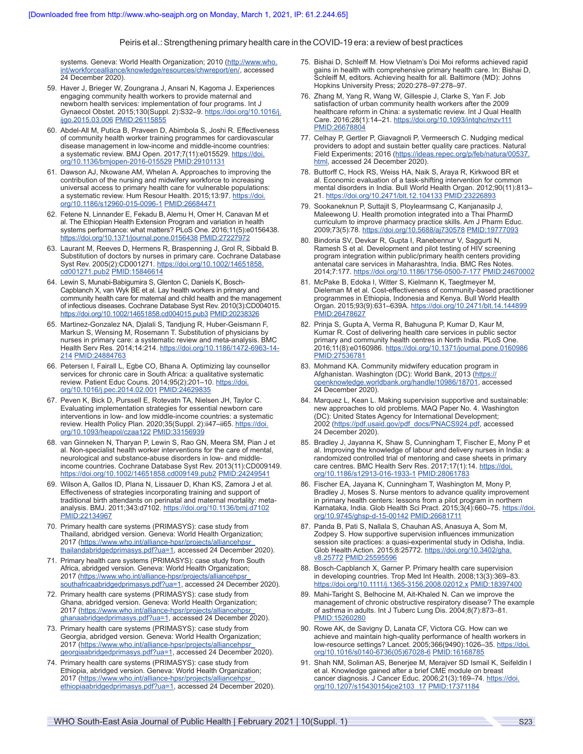systems. Geneva: World Health Organization; 2010 (http://www.who.int/workforcealliance/knowledge/resources/chwreport/en/, accessed 24 December 2020).

59. Haver J, Brieger W, Zoungrana J, Ansari N, Kagoma J. Experiences engaging community health workers to provide maternal and newborn health services: implementation of four programs. Int J Gynaecol Obstet. 2015;130(Suppl. 2):S32–9. https://doi.org/10.1016/j.ijgo.2015.03.006 PMID:26115855
60. Abdel-All M, Putica B, Praveen D, Abimbola S, Joshi R. Effectiveness of community health worker training programmes for cardiovascular disease management in low-income and middle-income countries: a systematic review. BMJ Open. 2017;7(11):e015529. https://doi.org/10.1136/bmjopen-2016-015529 PMID:29101131
61. Dawson AJ, Nkowane AM, Whelan A. Approaches to improving the contribution of the nursing and midwifery workforce to increasing universal access to primary health care for vulnerable populations: a systematic review. Hum Resour Health. 2015;13:97. https://doi.org/10.1186/s12960-015-0096-1 PMID:26684471
62. Fetene N, Linnander E, Fekadu B, Alemu H, Omer H, Canavan M et al. The Ethiopian Health Extension Program and variation in health systems performance: what matters? PLoS One. 2016;11(5):e0156438. https://doi.org/10.1371/journal.pone.0156438 PMID:27227972
63. Laurant M, Reeves D, Hermens R, Braspenning J, Grol R, Sibbald B. Substitution of doctors by nurses in primary care. Cochrane Database Syst Rev. 2005(2):CD001271. https://doi.org/10.1002/14651858.cd001271.pub2 PMID:15846614
64. Lewin S, Munabi-Babigumira S, Glenton C, Daniels K, Bosch-Capblanch X, van Wyk BE et al. Lay health workers in primary and community health care for maternal and child health and the management of infectious diseases. Cochrane Database Syst Rev. 2010(3):CD004015. https://doi.org/10.1002/14651858.cd004015.pub3 PMID:20238326
65. Martinez-Gonzalez NA, Djalali S, Tandjung R, Huber-Geismann F, Markun S, Wensing M, Rosemann T. Substitution of physicians by nurses in primary care: a systematic review and meta-analysis. BMC Health Serv Res. 2014;14:214. https://doi.org/10.1186/1472-6963-14-214 PMID:24884763
66. Petersen I, Fairall L, Egbe CO, Bhana A. Optimizing lay counsellor services for chronic care in South Africa: a qualitative systematic review. Patient Educ Couns. 2014;95(2):201–10. https://doi.org/10.1016/j.pec.2014.02.001 PMID:24629835
67. Peven K, Bick D, Purssell E, Rotevatn TA, Nielsen JH, Taylor C. Evaluating implementation strategies for essential newborn care interventions in low- and low middle-income countries: a systematic review. Health Policy Plan. 2020;35(Suppl. 2):ii47–ii65. https://doi.org/10.1093/heapol/czaa122 PMID:33156939
68. van Ginneken N, Tharyan P, Lewin S, Rao GN, Meera SM, Pian J et al. Non-specialist health worker interventions for the care of mental, neurological and substance-abuse disorders in low- and middle-income countries. Cochrane Database Syst Rev. 2013(11):CD009149. https://doi.org/10.1002/14651858.cd009149.pub2 PMID:24249541
69. Wilson A, Gallos ID, Plana N, Lissauer D, Khan KS, Zamora J et al. Effectiveness of strategies incorporating training and support of traditional birth attendants on perinatal and maternal mortality: meta-analysis. BMJ. 2011;343:d7102. https://doi.org/10.1136/bmj.d7102 PMID:22134967
70. Primary health care systems (PRIMASYS): case study from Thailand, abridged version. Geneva: World Health Organization; 2017 (https://www.who.int/alliance-hpsr/projects/alliancehpsr_thailandabridgedprimasys.pdf?ua=1, accessed 24 December 2020).
71. Primary health care systems (PRIMASYS): case study from South Africa, abridged version. Geneva: World Health Organization; 2017 (https://www.who.int/alliance-hpsr/projects/alliancehpsr_southafricaabridgedprimasys.pdf?ua=1, accessed 24 December 2020).
72. Primary health care systems (PRIMASYS): case study from Ghana, abridged version. Geneva: World Health Organization; 2017 (https://www.who.int/alliance-hpsr/projects/alliancehpsr_ghanaabridgedprimasys.pdf?ua=1, accessed 24 December 2020).
73. Primary health care systems (PRIMASYS): case study from Georgia, abridged version. Geneva: World Health Organization; 2017 (https://www.who.int/alliance-hpsr/projects/alliancehpsr_georgiaabridgedprimasys.pdf?ua=1, accessed 24 December 2020).
74. Primary health care systems (PRIMASYS): case study from Ethiopia, abridged version. Geneva: World Health Organization; 2017 (https://www.who.int/alliance-hpsr/projects/alliancehpsr_ethiopiaabridgedprimasys.pdf?ua=1, accessed 24 December 2020).
75. Bishai D, Schleiff M. How Vietnam's Doi Moi reforms achieved rapid gains in health with comprehensive primary health care. In: Bishai D, Schleiff M, editors. Achieving health for all. Baltimore (MD): Johns Hopkins University Press; 2020:278–97:278–97.
76. Zhang M, Yang R, Wang W, Gillespie J, Clarke S, Yan F. Job satisfaction of urban community health workers after the 2009 healthcare reform in China: a systematic review. Int J Qual Health Care. 2016;28(1):14–21. https://doi.org/10.1093/intqhc/mzv111 PMID:26678804
77. Celhay P, Gertler P, Giavagnoli P, Vermeersch C. Nudging medical providers to adopt and sustain better quality care practices. Natural Field Experiments; 2016 (https://ideas.repec.org/p/feb/natura/00537.html, accessed 24 December 2020).
78. Buttorff C, Hock RS, Weiss HA, Naik S, Araya R, Kirkwood BR et al. Economic evaluation of a task-shifting intervention for common mental disorders in India. Bull World Health Organ. 2012;90(11):813–21. https://doi.org/10.2471/blt.12.104133 PMID:23226893
79. Sookaneknun P, Suttajit S, Ploylearmsang C, Kanjanasilp J, Maleewong U. Health promotion integrated into a Thai PharmD curriculum to improve pharmacy practice skills. Am J Pharm Educ. 2009;73(5):78. https://doi.org/10.5688/aj730578 PMID:19777093
80. Bindoria SV, Devkar R, Gupta I, Ranebennur V, Saggurti N, Ramesh S et al. Development and pilot testing of HIV screening program integration within public/primary health centers providing antenatal care services in Maharashtra, India. BMC Res Notes. 2014;7:177. https://doi.org/10.1186/1756-0500-7-177 PMID:24670002
81. McPake B, Edoka I, Witter S, Kielmann K, Taegtmeyer M, Dieleman M et al. Cost-effectiveness of community-based practitioner programmes in Ethiopia, Indonesia and Kenya. Bull World Health Organ. 2015;93(9):631–639A. https://doi.org/10.2471/blt.14.144899 PMID:26478627
82. Prinja S, Gupta A, Verma R, Bahuguna P, Kumar D, Kaur M, Kumar R. Cost of delivering health care services in public sector primary and community health centres in North India. PLoS One. 2016;11(8):e0160986. https://doi.org/10.1371/journal.pone.0160986 PMID:27536781
83. Mohmand KA. Community midwifery education program in Afghanistan. Washington (DC): World Bank, 2013 (https://openknowledge.worldbank.org/handle/10986/18701, accessed 24 December 2020).
84. Marquez L, Kean L. Making supervision supportive and sustainable: new approaches to old problems. MAQ Paper No. 4. Washington (DC): United States Agency for International Development; 2002 (https://pdf.usaid.gov/pdf_docs/PNACS924.pdf, accessed 24 December 2020).
85. Bradley J, Jayanna K, Shaw S, Cunningham T, Fischer E, Mony P et al. Improving the knowledge of labour and delivery nurses in India: a randomized controlled trial of mentoring and case sheets in primary care centres. BMC Health Serv Res. 2017;17(1):14. https://doi.org/10.1186/s12913-016-1933-1 PMID:28061783
86. Fischer EA, Jayana K, Cunningham T, Washington M, Mony P, Bradley J, Moses S. Nurse mentors to advance quality improvement in primary health centers: lessons from a pilot program in northern Karnataka, India. Glob Health Sci Pract. 2015;3(4):660–75. https://doi.org/10.9745/ghsp-d-15-00142 PMID:26681711
87. Panda B, Pati S, Nallala S, Chauhan AS, Anasuya A, Som M, Zodpey S. How supportive supervision influences immunization session site practices: a quasi-experimental study in Odisha, India. Glob Health Action. 2015;8:25772. https://doi.org/10.3402/gha.v8.25772 PMID:25595596
88. Bosch-Capblanch X, Garner P. Primary health care supervision in developing countries. Trop Med Int Health. 2008;13(3):369–83. https://doi.org/10.1111/j.1365-3156.2008.02012.x PMID:18397400
89. Mahi-Taright S, Belhocine M, Ait-Khaled N. Can we improve the management of chronic obstructive respiratory disease? The example of asthma in adults. Int J Tuberc Lung Dis. 2004;8(7):873–81. PMID:15260280
90. Rowe AK, de Savigny D, Lanata CF, Victora CG. How can we achieve and maintain high-quality performance of health workers in low-resource settings? Lancet. 2005;366(9490):1026–35. https://doi.org/10.1016/s0140-6736(05)67028-6 PMID:16168785
91. Shah NM, Soliman AS, Benerjee M, Merajver SD Ismail K, Seifeldin I et al. Knowledge gained after a brief CME module on breast cancer diagnosis. J Cancer Educ. 2006;21(3):169–74. https://doi.org/10.1207/s15430154jce2103_17 PMID:17371184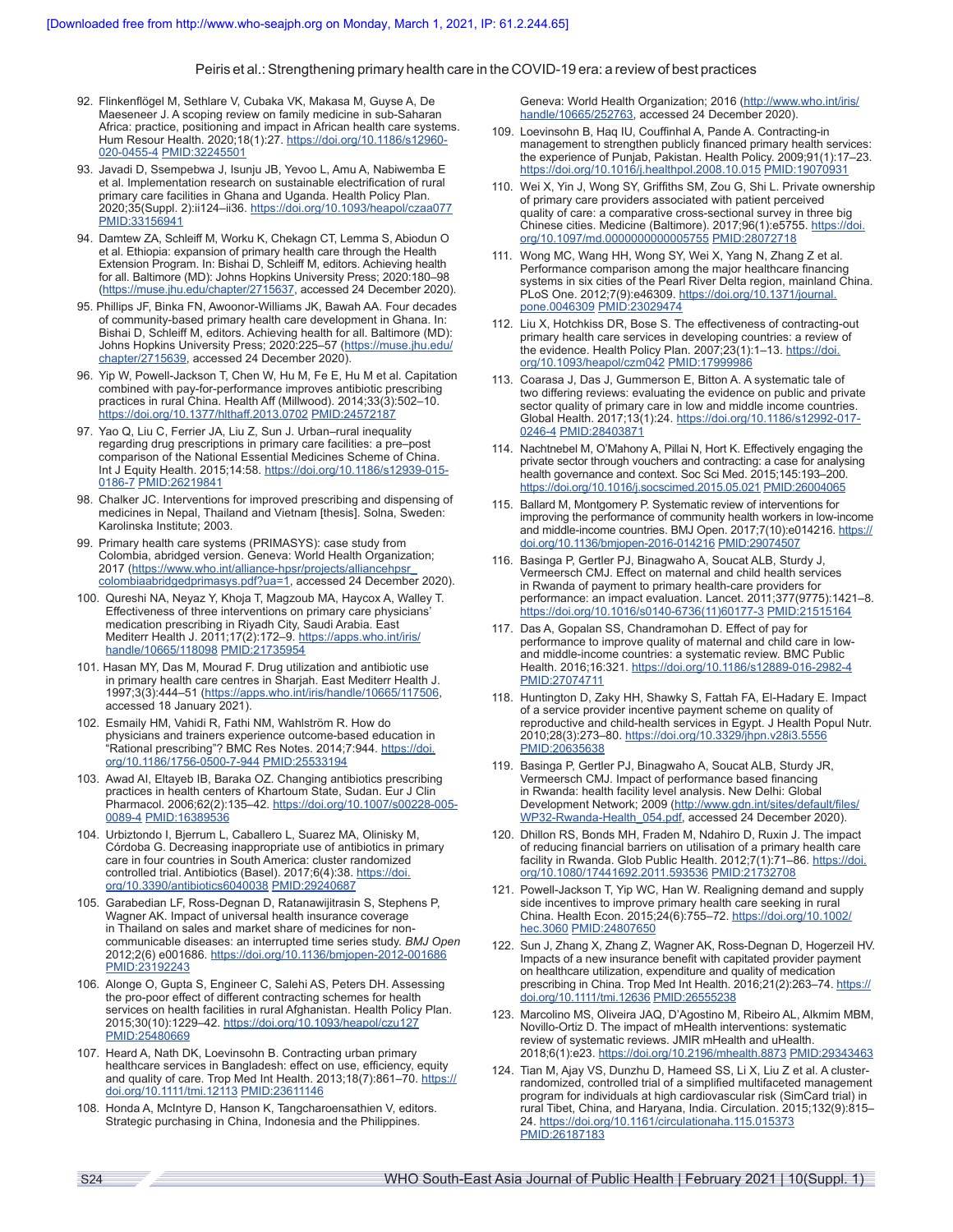92. Flinkenflögel M, Sethlare V, Cubaka VK, Makasa M, Guyse A, De Maeseneer J. A scoping review on family medicine in sub-Saharan Africa: practice, positioning and impact in African health care systems. Hum Resour Health. 2020;18(1):27. https://doi.org/10.1186/s12960-020-0455-4 PMID:32245501

93. Javadi D, Ssempebwa J, Isunju JB, Yevoo L, Amu A, Nabiwemba E et al. Implementation research on sustainable electrification of rural primary care facilities in Ghana and Uganda. Health Policy Plan. 2020;35(Suppl. 2):ii124–ii36. https://doi.org/10.1093/heapol/czaa077 PMID:33156941

94. Damtew ZA, Schleiff M, Worku K, Chekagn CT, Lemma S, Abiodun O et al. Ethiopia: expansion of primary health care through the Health Extension Program. In: Bishai D, Schleiff M, editors. Achieving health for all. Baltimore (MD): Johns Hopkins University Press; 2020:180–98 (https://muse.jhu.edu/chapter/2715637, accessed 24 December 2020).

95. Phillips JF, Binka FN, Awoonor-Williams JK, Bawah AA. Four decades of community-based primary health care development in Ghana. In: Bishai D, Schleiff M, editors. Achieving health for all. Baltimore (MD): Johns Hopkins University Press; 2020:225–57 (https://muse.jhu.edu/chapter/2715639, accessed 24 December 2020).

96. Yip W, Powell-Jackson T, Chen W, Hu M, Fe E, Hu M et al. Capitation combined with pay-for-performance improves antibiotic prescribing practices in rural China. Health Aff (Millwood). 2014;33(3):502–10. https://doi.org/10.1377/hlthaff.2013.0702 PMID:24572187

97. Yao Q, Liu C, Ferrier JA, Liu Z, Sun J. Urban–rural inequality regarding drug prescriptions in primary care facilities: a pre–post comparison of the National Essential Medicines Scheme of China. Int J Equity Health. 2015;14:58. https://doi.org/10.1186/s12939-015-0186-7 PMID:26219841

98. Chalker JC. Interventions for improved prescribing and dispensing of medicines in Nepal, Thailand and Vietnam [thesis]. Solna, Sweden: Karolinska Institute; 2003.

99. Primary health care systems (PRIMASYS): case study from Colombia, abridged version. Geneva: World Health Organization; 2017 (https://www.who.int/alliance-hpsr/projects/alliancehpsr_colombiaabridgedprimasys.pdf?ua=1, accessed 24 December 2020).

100. Qureshi NA, Neyaz Y, Khoja T, Magzoub MA, Haycox A, Walley T. Effectiveness of three interventions on primary care physicians' medication prescribing in Riyadh City, Saudi Arabia. East Mediterr Health J. 2011;17(2):172–9. https://apps.who.int/iris/handle/10665/118098 PMID:21735954

101. Hasan MY, Das M, Mourad F. Drug utilization and antibiotic use in primary health care centres in Sharjah. East Mediterr Health J. 1997;3(3):444–51 (https://apps.who.int/iris/handle/10665/117506, accessed 18 January 2021).

102. Esmaily HM, Vahidi R, Fathi NM, Wahlström R. How do physicians and trainers experience outcome-based education in "Rational prescribing"? BMC Res Notes. 2014;7:944. https://doi.org/10.1186/1756-0500-7-944 PMID:25533194

103. Awad AI, Eltayeb IB, Baraka OZ. Changing antibiotics prescribing practices in health centers of Khartoum State, Sudan. Eur J Clin Pharmacol. 2006;62(2):135–42. https://doi.org/10.1007/s00228-005-0089-4 PMID:16389536

104. Urbiztondo I, Bjerrum L, Caballero L, Suarez MA, Olinisky M, Córdoba G. Decreasing inappropriate use of antibiotics in primary care in four countries in South America: cluster randomized controlled trial. Antibiotics (Basel). 2017;6(4):38. https://doi.org/10.3390/antibiotics6040038 PMID:29240687

105. Garabedian LF, Ross-Degnan D, Ratanawijitrasin S, Stephens P, Wagner AK. Impact of universal health insurance coverage in Thailand on sales and market share of medicines for non-communicable diseases: an interrupted time series study. *BMJ Open* 2012;2(6) e001686. https://doi.org/10.1136/bmjopen-2012-001686 PMID:23192243

106. Alonge O, Gupta S, Engineer C, Salehi AS, Peters DH. Assessing the pro-poor effect of different contracting schemes for health services on health facilities in rural Afghanistan. Health Policy Plan. 2015;30(10):1229–42. https://doi.org/10.1093/heapol/czu127 PMID:25480669

107. Heard A, Nath DK, Loevinsohn B. Contracting urban primary healthcare services in Bangladesh: effect on use, efficiency, equity and quality of care. Trop Med Int Health. 2013;18(7):861–70. https://doi.org/10.1111/tmi.12113 PMID:23611146

108. Honda A, McIntyre D, Hanson K, Tangcharoensathien V, editors. Strategic purchasing in China, Indonesia and the Philippines. Geneva: World Health Organization; 2016 (http://www.who.int/iris/handle/10665/252763, accessed 24 December 2020).

109. Loevinsohn B, Haq IU, Couffinhal A, Pande A. Contracting-in management to strengthen publicly financed primary health services: the experience of Punjab, Pakistan. Health Policy. 2009;91(1):17–23. https://doi.org/10.1016/j.healthpol.2008.10.015 PMID:19070931

110. Wei X, Yin J, Wong SY, Griffiths SM, Zou G, Shi L. Private ownership of primary care providers associated with patient perceived quality of care: a comparative cross-sectional survey in three big Chinese cities. Medicine (Baltimore). 2017;96(1):e5755. https://doi.org/10.1097/md.0000000000005755 PMID:28072718

111. Wong MC, Wang HH, Wong SY, Wei X, Yang N, Zhang Z et al. Performance comparison among the major healthcare financing systems in six cities of the Pearl River Delta region, mainland China. PLoS One. 2012;7(9):e46309. https://doi.org/10.1371/journal.pone.0046309 PMID:23029474

112. Liu X, Hotchkiss DR, Bose S. The effectiveness of contracting-out primary health care services in developing countries: a review of the evidence. Health Policy Plan. 2007;23(1):1–13. https://doi.org/10.1093/heapol/czm042 PMID:17999986

113. Coarasa J, Das J, Gummerson E, Bitton A. A systematic tale of two differing reviews: evaluating the evidence on public and private sector quality of primary care in low and middle income countries. Global Health. 2017;13(1):24. https://doi.org/10.1186/s12992-017-0246-4 PMID:28403871

114. Nachtnebel M, O'Mahony A, Pillai N, Hort K. Effectively engaging the private sector through vouchers and contracting: a case for analysing health governance and context. Soc Sci Med. 2015;145:193–200. https://doi.org/10.1016/j.socscimed.2015.05.021 PMID:26004065

115. Ballard M, Montgomery P. Systematic review of interventions for improving the performance of community health workers in low-income and middle-income countries. BMJ Open. 2017;7(10):e014216. https://doi.org/10.1136/bmjopen-2016-014216 PMID:29074507

116. Basinga P, Gertler PJ, Binagwaho A, Soucat ALB, Sturdy J, Vermeersch CMJ. Effect on maternal and child health services in Rwanda of payment to primary health-care providers for performance: an impact evaluation. Lancet. 2011;377(9775):1421–8. https://doi.org/10.1016/s0140-6736(11)60177-3 PMID:21515164

117. Das A, Gopalan SS, Chandramohan D. Effect of pay for performance to improve quality of maternal and child care in low- and middle-income countries: a systematic review. BMC Public Health. 2016;16:321. https://doi.org/10.1186/s12889-016-2982-4 PMID:27074711

118. Huntington D, Zaky HH, Shawky S, Fattah FA, El-Hadary E. Impact of a service provider incentive payment scheme on quality of reproductive and child-health services in Egypt. J Health Popul Nutr. 2010;28(3):273–80. https://doi.org/10.3329/jhpn.v28i3.5556 PMID:20635638

119. Basinga P, Gertler PJ, Binagwaho A, Soucat ALB, Sturdy JR, Vermeersch CMJ. Impact of performance based financing in Rwanda: health facility level analysis. New Delhi: Global Development Network; 2009 (http://www.gdn.int/sites/default/files/WP32-Rwanda-Health_054.pdf, accessed 24 December 2020).

120. Dhillon RS, Bonds MH, Fraden M, Ndahiro D, Ruxin J. The impact of reducing financial barriers on utilisation of a primary health care facility in Rwanda. Glob Public Health. 2012;7(1):71–86. https://doi.org/10.1080/17441692.2011.593536 PMID:21732708

121. Powell-Jackson T, Yip WC, Han W. Realigning demand and supply side incentives to improve primary health care seeking in rural China. Health Econ. 2015;24(6):755–72. https://doi.org/10.1002/hec.3060 PMID:24807650

122. Sun J, Zhang X, Zhang Z, Wagner AK, Ross-Degnan D, Hogerzeil HV. Impacts of a new insurance benefit with capitated provider payment on healthcare utilization, expenditure and quality of medication prescribing in China. Trop Med Int Health. 2016;21(2):263–74. https://doi.org/10.1111/tmi.12636 PMID:26555238

123. Marcolino MS, Oliveira JAQ, D'Agostino M, Ribeiro AL, Alkmim MBM, Novillo-Ortiz D. The impact of mHealth interventions: systematic review of systematic reviews. JMIR mHealth and uHealth. 2018;6(1):e23. https://doi.org/10.2196/mhealth.8873 PMID:29343463

124. Tian M, Ajay VS, Dunzhu D, Hameed SS, Li X, Liu Z et al. A cluster-randomized, controlled trial of a simplified multifaceted management program for individuals at high cardiovascular risk (SimCard trial) in rural Tibet, China, and Haryana, India. Circulation. 2015;132(9):815–24. https://doi.org/10.1161/circulationaha.115.015373 PMID:26187183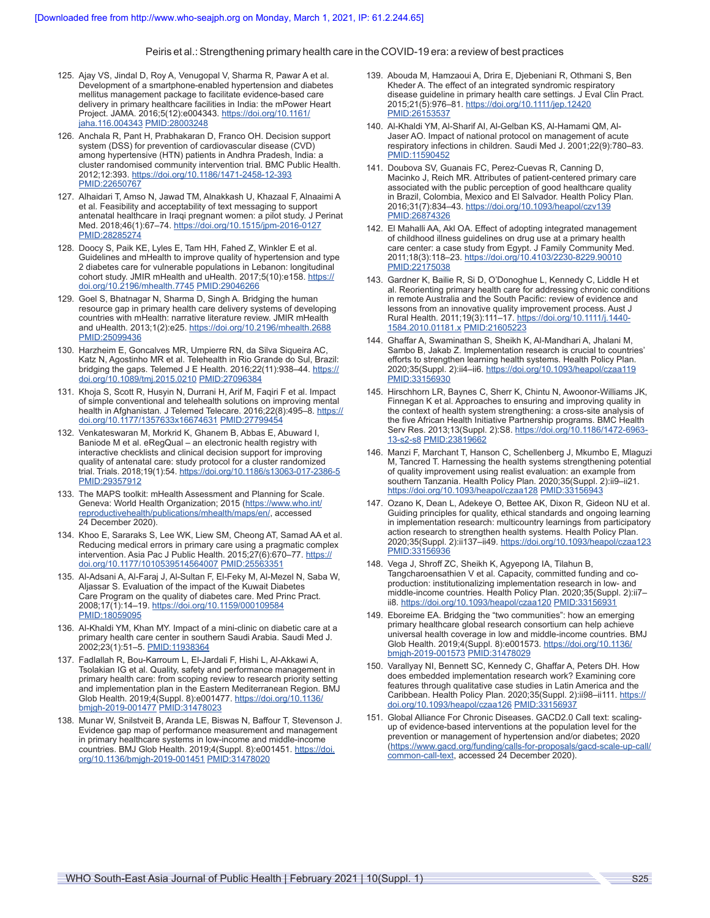125. Ajay VS, Jindal D, Roy A, Venugopal V, Sharma R, Pawar A et al. Development of a smartphone-enabled hypertension and diabetes mellitus management package to facilitate evidence-based care delivery in primary healthcare facilities in India: the mPower Heart Project. JAMA. 2016;5(12):e004343. https://doi.org/10.1161/jaha.116.004343 PMID:28003248
126. Anchala R, Pant H, Prabhakaran D, Franco OH. Decision support system (DSS) for prevention of cardiovascular disease (CVD) among hypertensive (HTN) patients in Andhra Pradesh, India: a cluster randomised community intervention trial. BMC Public Health. 2012;12:393. https://doi.org/10.1186/1471-2458-12-393 PMID:22650767
127. Alhaidari T, Amso N, Jawad TM, Alnakkash U, Khazaal F, Alnaaimi A et al. Feasibility and acceptability of text messaging to support antenatal healthcare in Iraqi pregnant women: a pilot study. J Perinat Med. 2018;46(1):67–74. https://doi.org/10.1515/jpm-2016-0127 PMID:28285274
128. Doocy S, Paik KE, Lyles E, Tam HH, Fahed Z, Winkler E et al. Guidelines and mHealth to improve quality of hypertension and type 2 diabetes care for vulnerable populations in Lebanon: longitudinal cohort study. JMIR mHealth and uHealth. 2017;5(10):e158. https://doi.org/10.2196/mhealth.7745 PMID:29046266
129. Goel S, Bhatnagar N, Sharma D, Singh A. Bridging the human resource gap in primary health care delivery systems of developing countries with mHealth: narrative literature review. JMIR mHealth and uHealth. 2013;1(2):e25. https://doi.org/10.2196/mhealth.2688 PMID:25099436
130. Harzheim E, Goncalves MR, Umpierre RN, da Silva Siqueira AC, Katz N, Agostinho MR et al. Telehealth in Rio Grande do Sul, Brazil: bridging the gaps. Telemed J E Health. 2016;22(11):938–44. https://doi.org/10.1089/tmj.2015.0210 PMID:27096384
131. Khoja S, Scott R, Husyin N, Durrani H, Arif M, Faqiri F et al. Impact of simple conventional and telehealth solutions on improving mental health in Afghanistan. J Telemed Telecare. 2016;22(8):495–8. https://doi.org/10.1177/1357633x16674631 PMID:27799454
132. Venkateswaran M, Morkrid K, Ghanem B, Abbas E, Abuward I, Baniode M et al. eRegQual – an electronic health registry with interactive checklists and clinical decision support for improving quality of antenatal care: study protocol for a cluster randomized trial. Trials. 2018;19(1):54. https://doi.org/10.1186/s13063-017-2386-5 PMID:29357912
133. The MAPS toolkit: mHealth Assessment and Planning for Scale. Geneva: World Health Organization; 2015 (https://www.who.int/reproductivehealth/publications/mhealth/maps/en/, accessed 24 December 2020).
134. Khoo E, Sararaks S, Lee WK, Liew SM, Cheong AT, Samad AA et al. Reducing medical errors in primary care using a pragmatic complex intervention. Asia Pac J Public Health. 2015;27(6):670–77. https://doi.org/10.1177/1010539514564007 PMID:25563351
135. Al-Adsani A, Al-Faraj J, Al-Sultan F, El-Feky M, Al-Mezel N, Saba W, Aljassar S. Evaluation of the impact of the Kuwait Diabetes Care Program on the quality of diabetes care. Med Princ Pract. 2008;17(1):14–19. https://doi.org/10.1159/000109584 PMID:18059095
136. Al-Khaldi YM, Khan MY. Impact of a mini-clinic on diabetic care at a primary health care center in southern Saudi Arabia. Saudi Med J. 2002;23(1):51–5. PMID:11938364
137. Fadlallah R, Bou-Karroum L, El-Jardali F, Hishi L, Al-Akkawi A, Tsolakian IG et al. Quality, safety and performance management in primary health care: from scoping review to research priority setting and implementation plan in the Eastern Mediterranean Region. BMJ Glob Health. 2019;4(Suppl. 8):e001477. https://doi.org/10.1136/bmjgh-2019-001477 PMID:31478023
138. Munar W, Snilstveit B, Aranda LE, Biswas N, Baffour T, Stevenson J. Evidence gap map of performance measurement and management in primary healthcare systems in low-income and middle-income countries. BMJ Glob Health. 2019;4(Suppl. 8):e001451. https://doi.org/10.1136/bmjgh-2019-001451 PMID:31478020
139. Abouda M, Hamzaoui A, Drira E, Djebeniani R, Othmani S, Ben Kheder A. The effect of an integrated syndromic respiratory disease guideline in primary health care settings. J Eval Clin Pract. 2015;21(5):976–81. https://doi.org/10.1111/jep.12420 PMID:26153537
140. Al-Khaldi YM, Al-Sharif AI, Al-Gelban KS, Al-Hamami QM, Al-Jaser AO. Impact of national protocol on management of acute respiratory infections in children. Saudi Med J. 2001;22(9):780–83. PMID:11590452
141. Doubova SV, Guanais FC, Perez-Cuevas R, Canning D, Macinko J, Reich MR. Attributes of patient-centered primary care associated with the public perception of good healthcare quality in Brazil, Colombia, Mexico and El Salvador. Health Policy Plan. 2016;31(7):834–43. https://doi.org/10.1093/heapol/czv139 PMID:26874326
142. El Mahalli AA, Akl OA. Effect of adopting integrated management of childhood illness guidelines on drug use at a primary health care center: a case study from Egypt. J Family Community Med. 2011;18(3):118–23. https://doi.org/10.4103/2230-8229.90010 PMID:22175038
143. Gardner K, Bailie R, Si D, O'Donoghue L, Kennedy C, Liddle H et al. Reorienting primary health care for addressing chronic conditions in remote Australia and the South Pacific: review of evidence and lessons from an innovative quality improvement process. Aust J Rural Health. 2011;19(3):111–17. https://doi.org/10.1111/j.1440-1584.2010.01181.x PMID:21605223
144. Ghaffar A, Swaminathan S, Sheikh K, Al-Mandhari A, Jhalani M, Sambo B, Jakab Z. Implementation research is crucial to countries' efforts to strengthen learning health systems. Health Policy Plan. 2020;35(Suppl. 2):ii4–ii6. https://doi.org/10.1093/heapol/czaa119 PMID:33156930
145. Hirschhorn LR, Baynes C, Sherr K, Chintu N, Awoonor-Williams JK, Finnegan K et al. Approaches to ensuring and improving quality in the context of health system strengthening: a cross-site analysis of the five African Health Initiative Partnership programs. BMC Health Serv Res. 2013;13(Suppl. 2):S8. https://doi.org/10.1186/1472-6963-13-s2-s8 PMID:23819662
146. Manzi F, Marchant T, Hanson C, Schellenberg J, Mkumbo E, Mlaguzi M, Tancred T. Harnessing the health systems strengthening potential of quality improvement using realist evaluation: an example from southern Tanzania. Health Policy Plan. 2020;35(Suppl. 2):ii9–ii21. https://doi.org/10.1093/heapol/czaa128 PMID:33156943
147. Ozano K, Dean L, Adekeye O, Bettee AK, Dixon R, Gideon NU et al. Guiding principles for quality, ethical standards and ongoing learning in implementation research: multicountry learnings from participatory action research to strengthen health systems. Health Policy Plan. 2020;35(Suppl. 2):ii137–ii49. https://doi.org/10.1093/heapol/czaa123 PMID:33156938
148. Vega J, Shroff ZC, Sheikh K, Agyepong IA, Tilahun B, Tangcharoensathien V et al. Capacity, committed funding and co-production: institutionalizing implementation research in low- and middle-income countries. Health Policy Plan. 2020;35(Suppl. 2):ii7–ii8. https://doi.org/10.1093/heapol/czaa120 PMID:33156931
149. Eboreime EA. Bridging the "two communities": how an emerging primary healthcare global research consortium can help achieve universal health coverage in low and middle-income countries. BMJ Glob Health. 2019;4(Suppl. 8):e001573. https://doi.org/10.1136/bmjgh-2019-001573 PMID:31478029
150. Varallyay NI, Bennett SC, Kennedy C, Ghaffar A, Peters DH. How does embedded implementation research work? Examining core features through qualitative case studies in Latin America and the Caribbean. Health Policy Plan. 2020;35(Suppl. 2):ii98–ii111. https://doi.org/10.1093/heapol/czaa126 PMID:33156937
151. Global Alliance For Chronic Diseases. GACD2.0 Call text: scaling-up of evidence-based interventions at the population level for the prevention or management of hypertension and/or diabetes; 2020 (https://www.gacd.org/funding/calls-for-proposals/gacd-scale-up-call/common-call-text, accessed 24 December 2020).